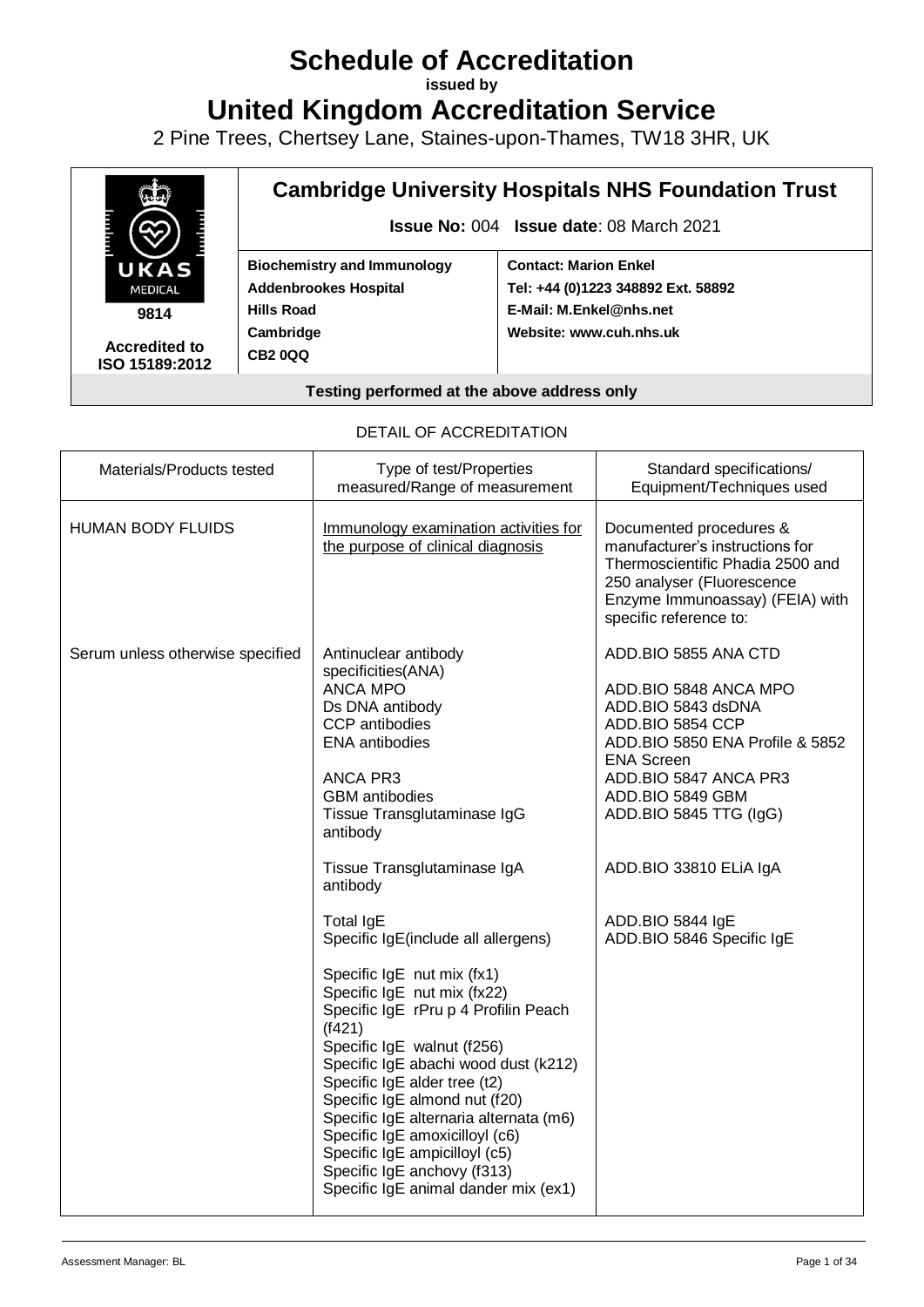# Schedule of Accreditation

**issued by**

# United Kingdom Accreditation Service

2 Pine Trees, Chertsey Lane, Staines-upon-Thames, TW18 3HR, UK

| UKAS MEDICAL **9814** **Accredited to ISO 15189:2012** | **Cambridge University Hospitals NHS Foundation Trust** **Issue No:** 004 **Issue date**: 08 March 2021 | |
|---|---|---|
| | **Biochemistry and Immunology** **Addenbrookes Hospital** **Hills Road** **Cambridge** **CB2 0QQ** | **Contact: Marion Enkel** **Tel: +44 (0)1223 348892 Ext. 58892** **E-Mail: M.Enkel@nhs.net** **Website: www.cuh.nhs.uk** |
| **Testing performed at the above address only** | | |

DETAIL OF ACCREDITATION

| Materials/Products tested | Type of test/Properties measured/Range of measurement | Standard specifications/ Equipment/Techniques used |
|---|---|---|
| HUMAN BODY FLUIDS | Immunology examination activities for the purpose of clinical diagnosis | Documented procedures & manufacturer's instructions for Thermoscientific Phadia 2500 and 250 analyser (Fluorescence Enzyme Immunoassay) (FEIA) with specific reference to: |
| Serum unless otherwise specified | Antinuclear antibody specificities(ANA) | ADD.BIO 5855 ANA CTD |
| | ANCA MPO | ADD.BIO 5848 ANCA MPO |
| | Ds DNA antibody | ADD.BIO 5843 dsDNA |
| | CCP antibodies | ADD.BIO 5854 CCP |
| | ENA antibodies | ADD.BIO 5850 ENA Profile & 5852 ENA Screen |
| | ANCA PR3 | ADD.BIO 5847 ANCA PR3 |
| | GBM antibodies | ADD.BIO 5849 GBM |
| | Tissue Transglutaminase IgG antibody | ADD.BIO 5845 TTG (IgG) |
| | Tissue Transglutaminase IgA antibody | ADD.BIO 33810 ELiA IgA |
| | Total IgE | ADD.BIO 5844 IgE |
| | Specific IgE(include all allergens) | ADD.BIO 5846 Specific IgE |
| | Specific IgE nut mix (fx1)<br>Specific IgE nut mix (fx22)<br>Specific IgE rPru p 4 Profilin Peach (f421)<br>Specific IgE walnut (f256)<br>Specific IgE abachi wood dust (k212)<br>Specific IgE alder tree (t2)<br>Specific IgE almond nut (f20)<br>Specific IgE alternaria alternata (m6)<br>Specific IgE amoxicilloyl (c6)<br>Specific IgE ampicilloyl (c5)<br>Specific IgE anchovy (f313)<br>Specific IgE animal dander mix (ex1) | |

Assessment Manager: BL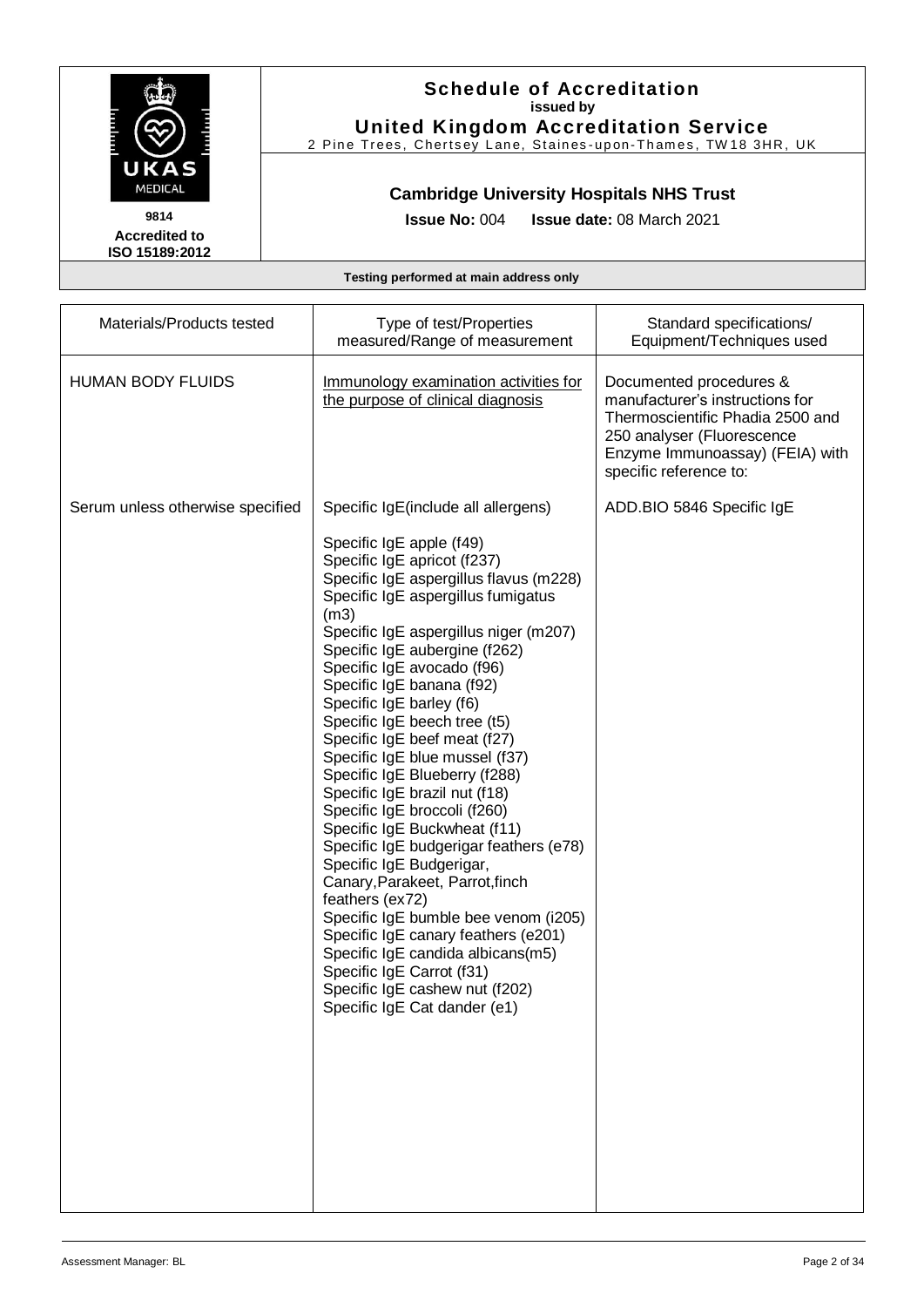# Schedule of Accreditation

**issued by**

**United Kingdom Accreditation Service**

2 Pine Trees, Chertsey Lane, Staines-upon-Thames, TW18 3HR, UK

UKAS MEDICAL

9814

**Accredited to ISO 15189:2012**

## Cambridge University Hospitals NHS Trust

**Issue No:** 004 **Issue date:** 08 March 2021

**Testing performed at main address only**

| Materials/Products tested | Type of test/Properties measured/Range of measurement | Standard specifications/ Equipment/Techniques used |
|---|---|---|
| HUMAN BODY FLUIDS | Immunology examination activities for the purpose of clinical diagnosis | Documented procedures & manufacturer's instructions for Thermoscientific Phadia 2500 and 250 analyser (Fluorescence Enzyme Immunoassay) (FEIA) with specific reference to: |
| Serum unless otherwise specified | Specific IgE(include all allergens)<br><br>Specific IgE apple (f49)<br>Specific IgE apricot (f237)<br>Specific IgE aspergillus flavus (m228)<br>Specific IgE aspergillus fumigatus (m3)<br>Specific IgE aspergillus niger (m207)<br>Specific IgE aubergine (f262)<br>Specific IgE avocado (f96)<br>Specific IgE banana (f92)<br>Specific IgE barley (f6)<br>Specific IgE beech tree (t5)<br>Specific IgE beef meat (f27)<br>Specific IgE blue mussel (f37)<br>Specific IgE Blueberry (f288)<br>Specific IgE brazil nut (f18)<br>Specific IgE broccoli (f260)<br>Specific IgE Buckwheat (f11)<br>Specific IgE budgerigar feathers (e78)<br>Specific IgE Budgerigar, Canary,Parakeet, Parrot,finch feathers (ex72)<br>Specific IgE bumble bee venom (i205)<br>Specific IgE canary feathers (e201)<br>Specific IgE candida albicans(m5)<br>Specific IgE Carrot (f31)<br>Specific IgE cashew nut (f202)<br>Specific IgE Cat dander (e1) | ADD.BIO 5846 Specific IgE |

Assessment Manager: BL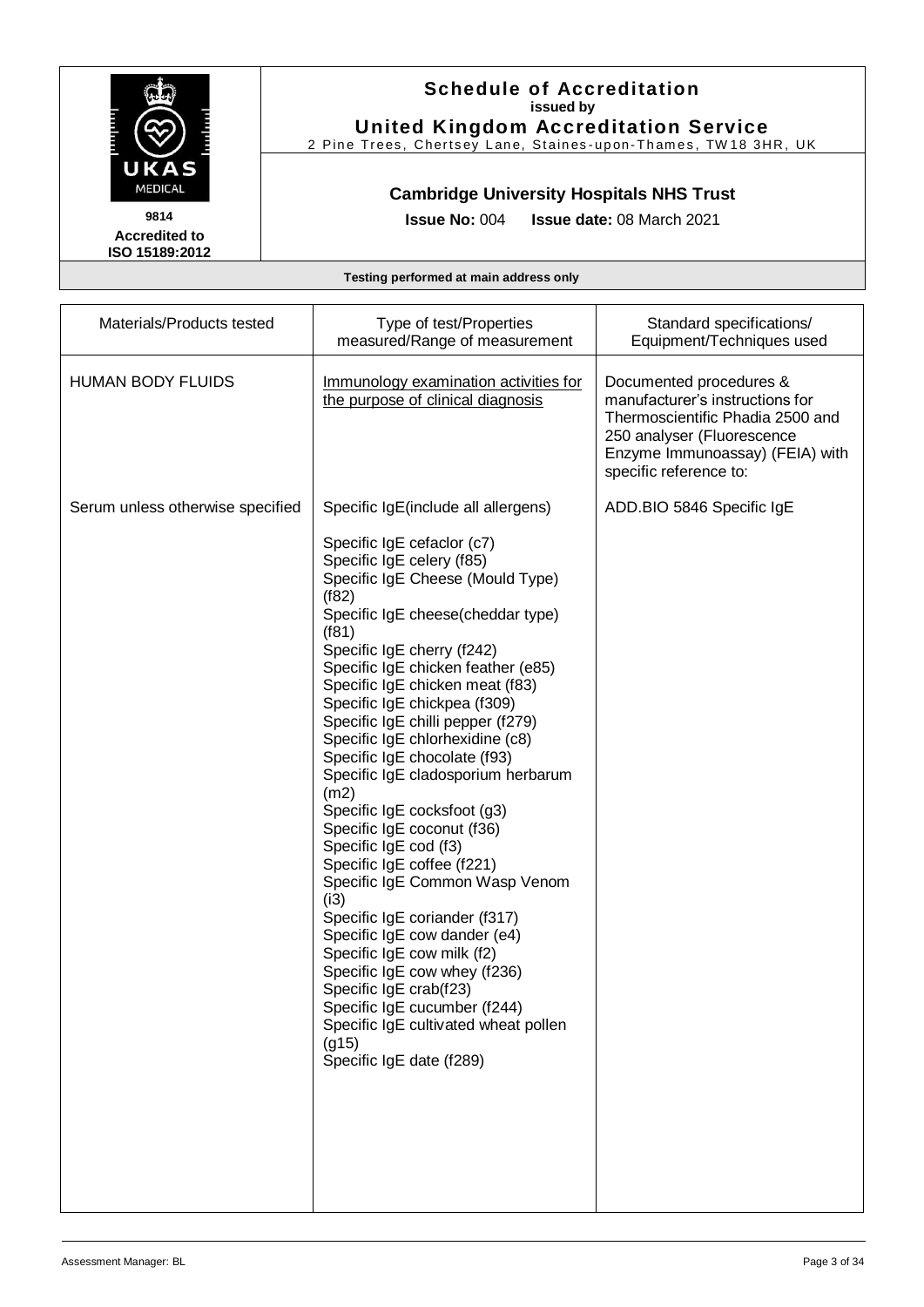# Schedule of Accreditation

**issued by**

**United Kingdom Accreditation Service**

2 Pine Trees, Chertsey Lane, Staines-upon-Thames, TW18 3HR, UK

UKAS MEDICAL

9814

**Accredited to ISO 15189:2012**

## Cambridge University Hospitals NHS Trust

**Issue No:** 004 **Issue date:** 08 March 2021

**Testing performed at main address only**

| Materials/Products tested | Type of test/Properties measured/Range of measurement | Standard specifications/ Equipment/Techniques used |
|---|---|---|
| HUMAN BODY FLUIDS | Immunology examination activities for the purpose of clinical diagnosis | Documented procedures & manufacturer's instructions for Thermoscientific Phadia 2500 and 250 analyser (Fluorescence Enzyme Immunoassay) (FEIA) with specific reference to: |
| Serum unless otherwise specified | Specific IgE(include all allergens)<br><br>Specific IgE cefaclor (c7)<br>Specific IgE celery (f85)<br>Specific IgE Cheese (Mould Type) (f82)<br>Specific IgE cheese(cheddar type) (f81)<br>Specific IgE cherry (f242)<br>Specific IgE chicken feather (e85)<br>Specific IgE chicken meat (f83)<br>Specific IgE chickpea (f309)<br>Specific IgE chilli pepper (f279)<br>Specific IgE chlorhexidine (c8)<br>Specific IgE chocolate (f93)<br>Specific IgE cladosporium herbarum (m2)<br>Specific IgE cocksfoot (g3)<br>Specific IgE coconut (f36)<br>Specific IgE cod (f3)<br>Specific IgE coffee (f221)<br>Specific IgE Common Wasp Venom (i3)<br>Specific IgE coriander (f317)<br>Specific IgE cow dander (e4)<br>Specific IgE cow milk (f2)<br>Specific IgE cow whey (f236)<br>Specific IgE crab(f23)<br>Specific IgE cucumber (f244)<br>Specific IgE cultivated wheat pollen (g15)<br>Specific IgE date (f289) | ADD.BIO 5846 Specific IgE |

Assessment Manager: BL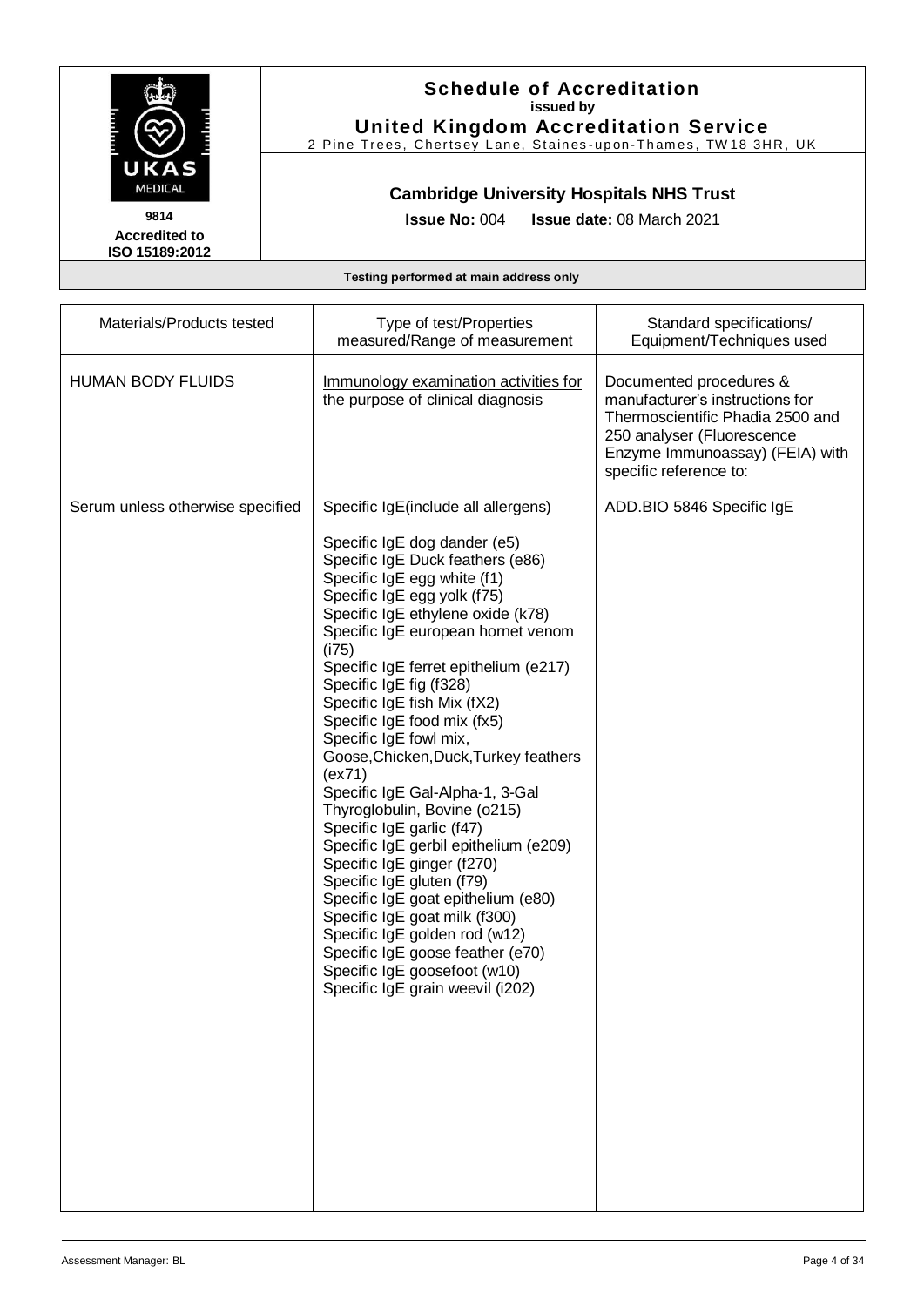**Schedule of Accreditation**
**issued by**
**United Kingdom Accreditation Service**
2 Pine Trees, Chertsey Lane, Staines-upon-Thames, TW18 3HR, UK

**9814**
**Accredited to ISO 15189:2012**

**Cambridge University Hospitals NHS Trust**

**Issue No:** 004 **Issue date:** 08 March 2021

**Testing performed at main address only**

| Materials/Products tested | Type of test/Properties measured/Range of measurement | Standard specifications/ Equipment/Techniques used |
|---|---|---|
| HUMAN BODY FLUIDS | Immunology examination activities for the purpose of clinical diagnosis | Documented procedures & manufacturer's instructions for Thermoscientific Phadia 2500 and 250 analyser (Fluorescence Enzyme Immunoassay) (FEIA) with specific reference to: |
| Serum unless otherwise specified | Specific IgE(include all allergens)<br><br>Specific IgE dog dander (e5)<br>Specific IgE Duck feathers (e86)<br>Specific IgE egg white (f1)<br>Specific IgE egg yolk (f75)<br>Specific IgE ethylene oxide (k78)<br>Specific IgE european hornet venom (i75)<br>Specific IgE ferret epithelium (e217)<br>Specific IgE fig (f328)<br>Specific IgE fish Mix (fX2)<br>Specific IgE food mix (fx5)<br>Specific IgE fowl mix, Goose,Chicken,Duck,Turkey feathers (ex71)<br>Specific IgE Gal-Alpha-1, 3-Gal Thyroglobulin, Bovine (o215)<br>Specific IgE garlic (f47)<br>Specific IgE gerbil epithelium (e209)<br>Specific IgE ginger (f270)<br>Specific IgE gluten (f79)<br>Specific IgE goat epithelium (e80)<br>Specific IgE goat milk (f300)<br>Specific IgE golden rod (w12)<br>Specific IgE goose feather (e70)<br>Specific IgE goosefoot (w10)<br>Specific IgE grain weevil (i202) | ADD.BIO 5846 Specific IgE |

Assessment Manager: BL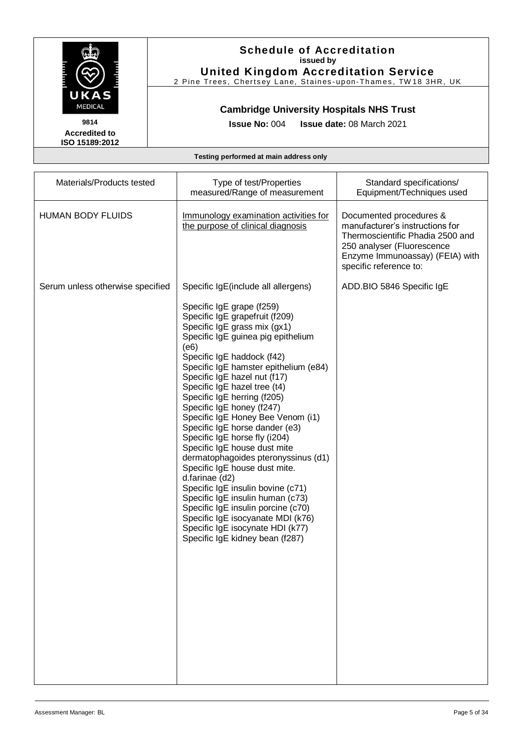**Schedule of Accreditation**
**issued by**
**United Kingdom Accreditation Service**
2 Pine Trees, Chertsey Lane, Staines-upon-Thames, TW18 3HR, UK

**9814**
**Accredited to ISO 15189:2012**

**Cambridge University Hospitals NHS Trust**

**Issue No:** 004 **Issue date:** 08 March 2021

**Testing performed at main address only**

| Materials/Products tested | Type of test/Properties measured/Range of measurement | Standard specifications/ Equipment/Techniques used |
|---|---|---|
| HUMAN BODY FLUIDS | Immunology examination activities for the purpose of clinical diagnosis | Documented procedures & manufacturer's instructions for Thermoscientific Phadia 2500 and 250 analyser (Fluorescence Enzyme Immunoassay) (FEIA) with specific reference to: |
| Serum unless otherwise specified | Specific IgE(include all allergens)<br><br>Specific IgE grape (f259)<br>Specific IgE grapefruit (f209)<br>Specific IgE grass mix (gx1)<br>Specific IgE guinea pig epithelium (e6)<br>Specific IgE haddock (f42)<br>Specific IgE hamster epithelium (e84)<br>Specific IgE hazel nut (f17)<br>Specific IgE hazel tree (t4)<br>Specific IgE herring (f205)<br>Specific IgE honey (f247)<br>Specific IgE Honey Bee Venom (i1)<br>Specific IgE horse dander (e3)<br>Specific IgE horse fly (i204)<br>Specific IgE house dust mite dermatophagoides pteronyssinus (d1)<br>Specific IgE house dust mite. d.farinae (d2)<br>Specific IgE insulin bovine (c71)<br>Specific IgE insulin human (c73)<br>Specific IgE insulin porcine (c70)<br>Specific IgE isocyanate MDI (k76)<br>Specific IgE isocynate HDI (k77)<br>Specific IgE kidney bean (f287) | ADD.BIO 5846 Specific IgE |

Assessment Manager: BL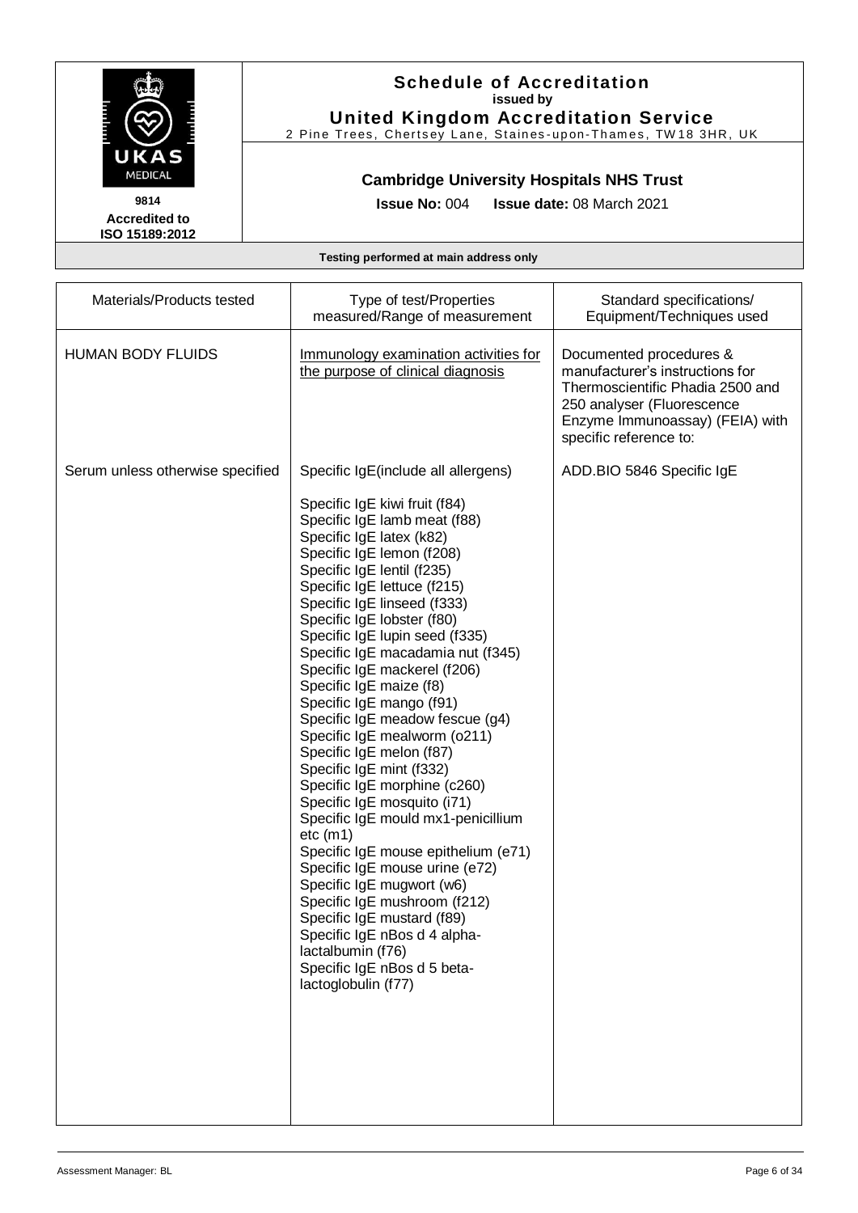# Schedule of Accreditation
**issued by**
**United Kingdom Accreditation Service**
2 Pine Trees, Chertsey Lane, Staines-upon-Thames, TW18 3HR, UK

UKAS MEDICAL

**9814**
**Accredited to ISO 15189:2012**

## Cambridge University Hospitals NHS Trust

**Issue No:** 004 **Issue date:** 08 March 2021

**Testing performed at main address only**

| Materials/Products tested | Type of test/Properties measured/Range of measurement | Standard specifications/ Equipment/Techniques used |
|---|---|---|
| HUMAN BODY FLUIDS | Immunology examination activities for the purpose of clinical diagnosis | Documented procedures & manufacturer's instructions for Thermoscientific Phadia 2500 and 250 analyser (Fluorescence Enzyme Immunoassay) (FEIA) with specific reference to: |
| Serum unless otherwise specified | Specific IgE(include all allergens)<br><br>Specific IgE kiwi fruit (f84)<br>Specific IgE lamb meat (f88)<br>Specific IgE latex (k82)<br>Specific IgE lemon (f208)<br>Specific IgE lentil (f235)<br>Specific IgE lettuce (f215)<br>Specific IgE linseed (f333)<br>Specific IgE lobster (f80)<br>Specific IgE lupin seed (f335)<br>Specific IgE macadamia nut (f345)<br>Specific IgE mackerel (f206)<br>Specific IgE maize (f8)<br>Specific IgE mango (f91)<br>Specific IgE meadow fescue (g4)<br>Specific IgE mealworm (o211)<br>Specific IgE melon (f87)<br>Specific IgE mint (f332)<br>Specific IgE morphine (c260)<br>Specific IgE mosquito (i71)<br>Specific IgE mould mx1-penicillium etc (m1)<br>Specific IgE mouse epithelium (e71)<br>Specific IgE mouse urine (e72)<br>Specific IgE mugwort (w6)<br>Specific IgE mushroom (f212)<br>Specific IgE mustard (f89)<br>Specific IgE nBos d 4 alpha-lactalbumin (f76)<br>Specific IgE nBos d 5 beta-lactoglobulin (f77) | ADD.BIO 5846 Specific IgE |

Assessment Manager: BL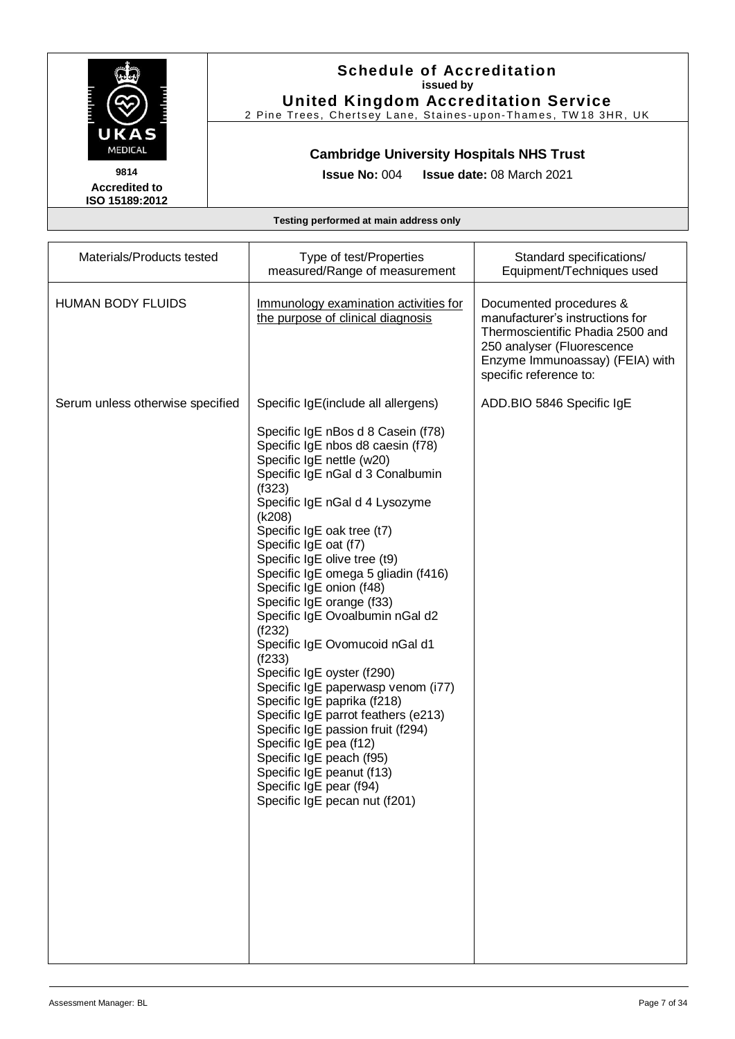# Schedule of Accreditation

issued by

**United Kingdom Accreditation Service**

2 Pine Trees, Chertsey Lane, Staines-upon-Thames, TW18 3HR, UK

**9814**

**Accredited to ISO 15189:2012**

## Cambridge University Hospitals NHS Trust

**Issue No:** 004 **Issue date:** 08 March 2021

**Testing performed at main address only**

| Materials/Products tested | Type of test/Properties measured/Range of measurement | Standard specifications/ Equipment/Techniques used |
|---|---|---|
| HUMAN BODY FLUIDS | Immunology examination activities for the purpose of clinical diagnosis | Documented procedures & manufacturer's instructions for Thermoscientific Phadia 2500 and 250 analyser (Fluorescence Enzyme Immunoassay) (FEIA) with specific reference to: |
| Serum unless otherwise specified | Specific IgE(include all allergens)<br><br>Specific IgE nBos d 8 Casein (f78)<br>Specific IgE nbos d8 caesin (f78)<br>Specific IgE nettle (w20)<br>Specific IgE nGal d 3 Conalbumin (f323)<br>Specific IgE nGal d 4 Lysozyme (k208)<br>Specific IgE oak tree (t7)<br>Specific IgE oat (f7)<br>Specific IgE olive tree (t9)<br>Specific IgE omega 5 gliadin (f416)<br>Specific IgE onion (f48)<br>Specific IgE orange (f33)<br>Specific IgE Ovoalbumin nGal d2 (f232)<br>Specific IgE Ovomucoid nGal d1 (f233)<br>Specific IgE oyster (f290)<br>Specific IgE paperwasp venom (i77)<br>Specific IgE paprika (f218)<br>Specific IgE parrot feathers (e213)<br>Specific IgE passion fruit (f294)<br>Specific IgE pea (f12)<br>Specific IgE peach (f95)<br>Specific IgE peanut (f13)<br>Specific IgE pear (f94)<br>Specific IgE pecan nut (f201) | ADD.BIO 5846 Specific IgE |

Assessment Manager: BL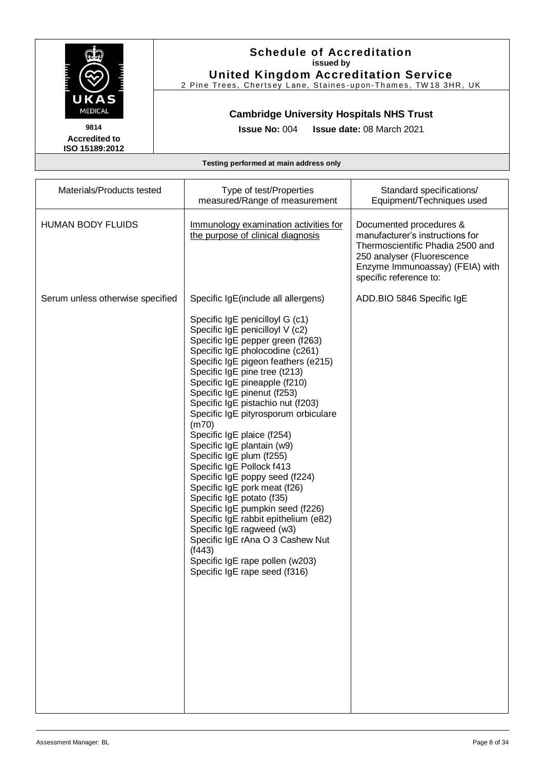# Schedule of Accreditation

**issued by**

**United Kingdom Accreditation Service**

2 Pine Trees, Chertsey Lane, Staines-upon-Thames, TW18 3HR, UK

**9814**

**Accredited to ISO 15189:2012**

## Cambridge University Hospitals NHS Trust

**Issue No:** 004 **Issue date:** 08 March 2021

**Testing performed at main address only**

| Materials/Products tested | Type of test/Properties measured/Range of measurement | Standard specifications/ Equipment/Techniques used |
|---|---|---|
| HUMAN BODY FLUIDS | Immunology examination activities for the purpose of clinical diagnosis | Documented procedures & manufacturer's instructions for Thermoscientific Phadia 2500 and 250 analyser (Fluorescence Enzyme Immunoassay) (FEIA) with specific reference to: |
| Serum unless otherwise specified | Specific IgE(include all allergens)<br><br>Specific IgE penicilloyl G (c1)<br>Specific IgE penicilloyl V (c2)<br>Specific IgE pepper green (f263)<br>Specific IgE pholocodine (c261)<br>Specific IgE pigeon feathers (e215)<br>Specific IgE pine tree (t213)<br>Specific IgE pineapple (f210)<br>Specific IgE pinenut (f253)<br>Specific IgE pistachio nut (f203)<br>Specific IgE pityrosporum orbiculare (m70)<br>Specific IgE plaice (f254)<br>Specific IgE plantain (w9)<br>Specific IgE plum (f255)<br>Specific IgE Pollock f413<br>Specific IgE poppy seed (f224)<br>Specific IgE pork meat (f26)<br>Specific IgE potato (f35)<br>Specific IgE pumpkin seed (f226)<br>Specific IgE rabbit epithelium (e82)<br>Specific IgE ragweed (w3)<br>Specific IgE rAna O 3 Cashew Nut (f443)<br>Specific IgE rape pollen (w203)<br>Specific IgE rape seed (f316) | ADD.BIO 5846 Specific IgE |

Assessment Manager: BL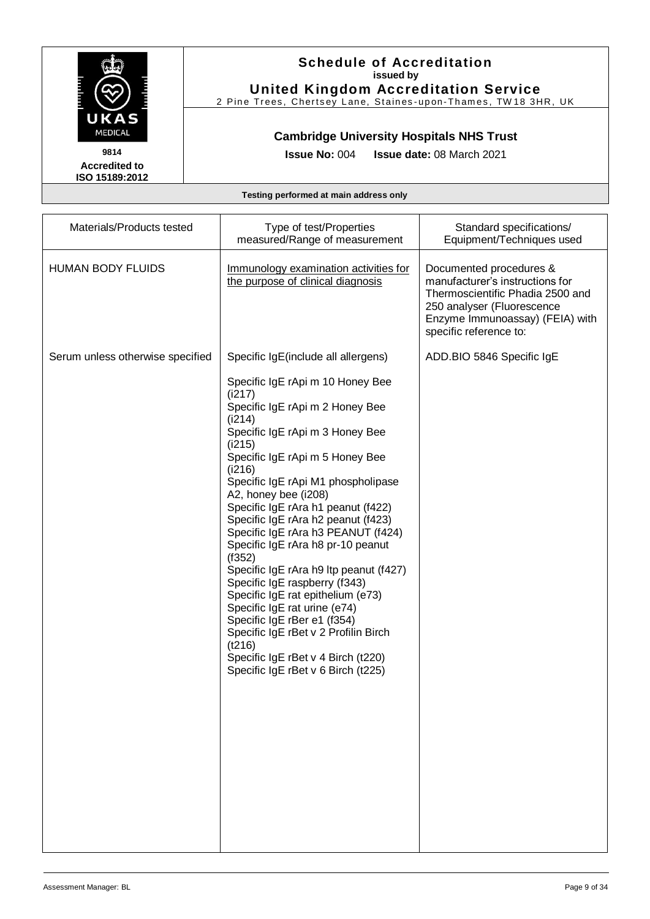**Schedule of Accreditation**
**issued by**
**United Kingdom Accreditation Service**
2 Pine Trees, Chertsey Lane, Staines-upon-Thames, TW18 3HR, UK

UKAS MEDICAL
**9814**
**Accredited to ISO 15189:2012**

**Cambridge University Hospitals NHS Trust**

**Issue No:** 004 **Issue date:** 08 March 2021

**Testing performed at main address only**

| Materials/Products tested | Type of test/Properties measured/Range of measurement | Standard specifications/ Equipment/Techniques used |
|---|---|---|
| HUMAN BODY FLUIDS | Immunology examination activities for the purpose of clinical diagnosis | Documented procedures & manufacturer's instructions for Thermoscientific Phadia 2500 and 250 analyser (Fluorescence Enzyme Immunoassay) (FEIA) with specific reference to: |
| Serum unless otherwise specified | Specific IgE(include all allergens)<br><br>Specific IgE rApi m 10 Honey Bee (i217)<br>Specific IgE rApi m 2 Honey Bee (i214)<br>Specific IgE rApi m 3 Honey Bee (i215)<br>Specific IgE rApi m 5 Honey Bee (i216)<br>Specific IgE rApi M1 phospholipase A2, honey bee (i208)<br>Specific IgE rAra h1 peanut (f422)<br>Specific IgE rAra h2 peanut (f423)<br>Specific IgE rAra h3 PEANUT (f424)<br>Specific IgE rAra h8 pr-10 peanut (f352)<br>Specific IgE rAra h9 ltp peanut (f427)<br>Specific IgE raspberry (f343)<br>Specific IgE rat epithelium (e73)<br>Specific IgE rat urine (e74)<br>Specific IgE rBer e1 (f354)<br>Specific IgE rBet v 2 Profilin Birch (t216)<br>Specific IgE rBet v 4 Birch (t220)<br>Specific IgE rBet v 6 Birch (t225) | ADD.BIO 5846 Specific IgE |

Assessment Manager: BL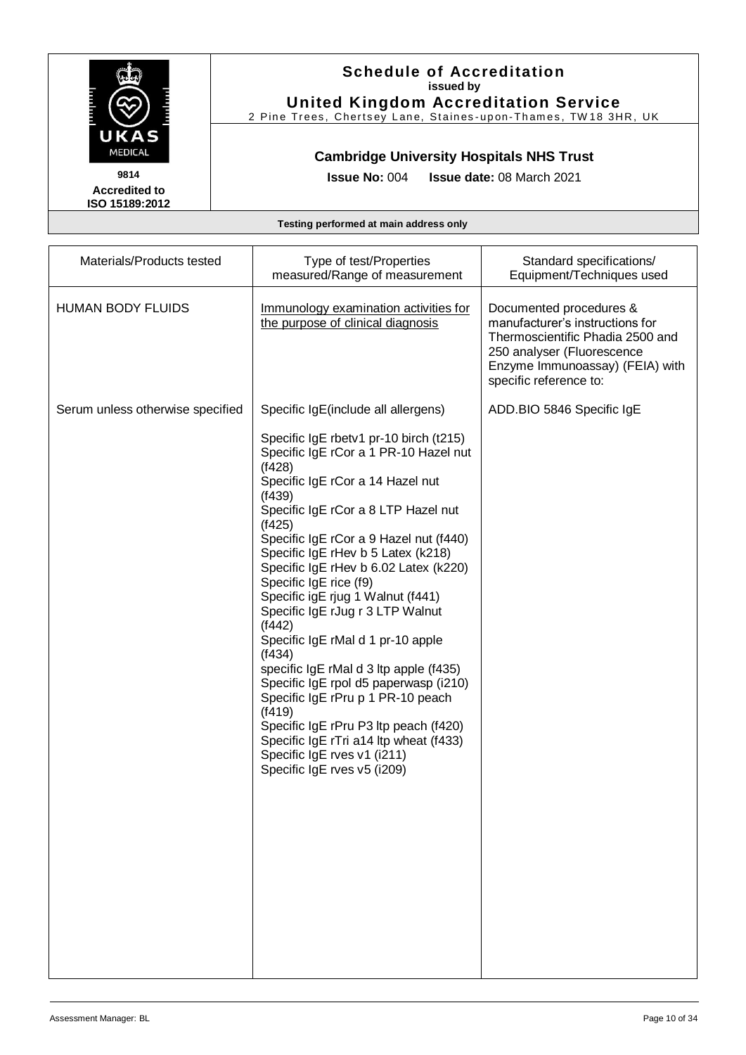# Schedule of Accreditation
**issued by**
**United Kingdom Accreditation Service**
2 Pine Trees, Chertsey Lane, Staines-upon-Thames, TW18 3HR, UK

**9814**
**Accredited to ISO 15189:2012**

## Cambridge University Hospitals NHS Trust

**Issue No:** 004 **Issue date:** 08 March 2021

**Testing performed at main address only**

| Materials/Products tested | Type of test/Properties measured/Range of measurement | Standard specifications/ Equipment/Techniques used |
|---|---|---|
| HUMAN BODY FLUIDS | Immunology examination activities for the purpose of clinical diagnosis | Documented procedures & manufacturer's instructions for Thermoscientific Phadia 2500 and 250 analyser (Fluorescence Enzyme Immunoassay) (FEIA) with specific reference to: |
| Serum unless otherwise specified | Specific IgE(include all allergens)<br><br>Specific IgE rbetv1 pr-10 birch (t215)<br>Specific IgE rCor a 1 PR-10 Hazel nut (f428)<br>Specific IgE rCor a 14 Hazel nut (f439)<br>Specific IgE rCor a 8 LTP Hazel nut (f425)<br>Specific IgE rCor a 9 Hazel nut (f440)<br>Specific IgE rHev b 5 Latex (k218)<br>Specific IgE rHev b 6.02 Latex (k220)<br>Specific IgE rice (f9)<br>Specific igE rjug 1 Walnut (f441)<br>Specific IgE rJug r 3 LTP Walnut (f442)<br>Specific IgE rMal d 1 pr-10 apple (f434)<br>specific IgE rMal d 3 ltp apple (f435)<br>Specific IgE rpol d5 paperwasp (i210)<br>Specific IgE rPru p 1 PR-10 peach (f419)<br>Specific IgE rPru P3 ltp peach (f420)<br>Specific IgE rTri a14 ltp wheat (f433)<br>Specific IgE rves v1 (i211)<br>Specific IgE rves v5 (i209) | ADD.BIO 5846 Specific IgE |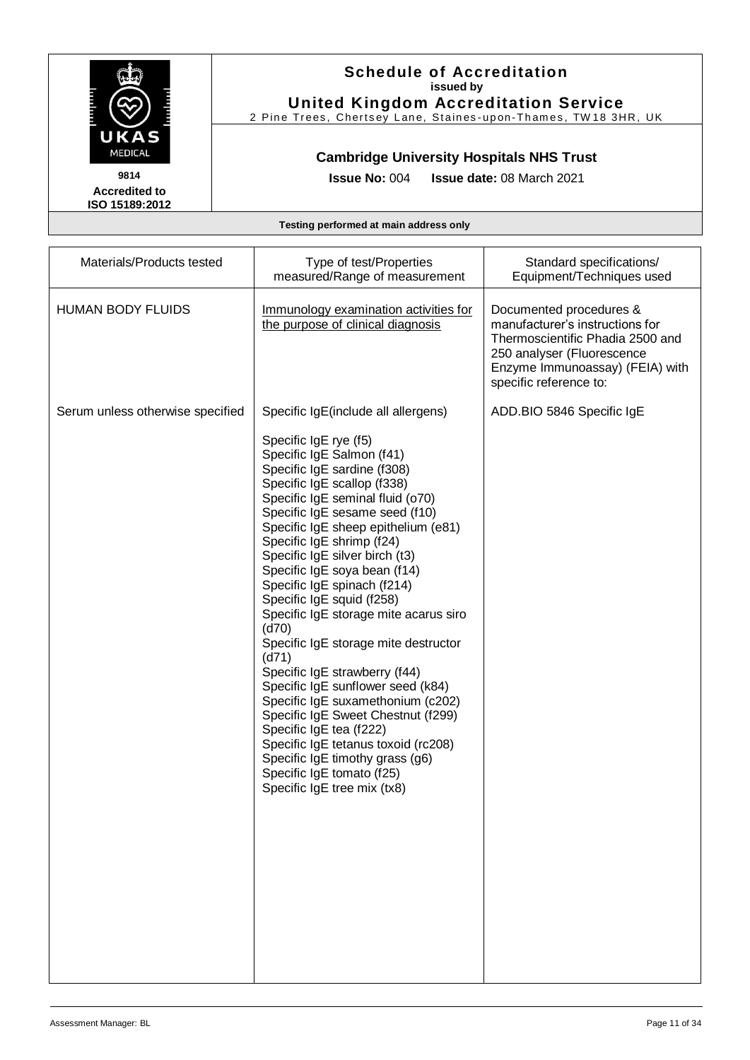**Schedule of Accreditation**
**issued by**
**United Kingdom Accreditation Service**
2 Pine Trees, Chertsey Lane, Staines-upon-Thames, TW18 3HR, UK

UKAS MEDICAL

**9814**
**Accredited to ISO 15189:2012**

**Cambridge University Hospitals NHS Trust**

**Issue No:** 004 **Issue date:** 08 March 2021

**Testing performed at main address only**

| Materials/Products tested | Type of test/Properties measured/Range of measurement | Standard specifications/ Equipment/Techniques used |
|---|---|---|
| HUMAN BODY FLUIDS | Immunology examination activities for the purpose of clinical diagnosis | Documented procedures & manufacturer's instructions for Thermoscientific Phadia 2500 and 250 analyser (Fluorescence Enzyme Immunoassay) (FEIA) with specific reference to: |
| Serum unless otherwise specified | Specific IgE(include all allergens)<br><br>Specific IgE rye (f5)<br>Specific IgE Salmon (f41)<br>Specific IgE sardine (f308)<br>Specific IgE scallop (f338)<br>Specific IgE seminal fluid (o70)<br>Specific IgE sesame seed (f10)<br>Specific IgE sheep epithelium (e81)<br>Specific IgE shrimp (f24)<br>Specific IgE silver birch (t3)<br>Specific IgE soya bean (f14)<br>Specific IgE spinach (f214)<br>Specific IgE squid (f258)<br>Specific IgE storage mite acarus siro (d70)<br>Specific IgE storage mite destructor (d71)<br>Specific IgE strawberry (f44)<br>Specific IgE sunflower seed (k84)<br>Specific IgE suxamethonium (c202)<br>Specific IgE Sweet Chestnut (f299)<br>Specific IgE tea (f222)<br>Specific IgE tetanus toxoid (rc208)<br>Specific IgE timothy grass (g6)<br>Specific IgE tomato (f25)<br>Specific IgE tree mix (tx8) | ADD.BIO 5846 Specific IgE |

Assessment Manager: BL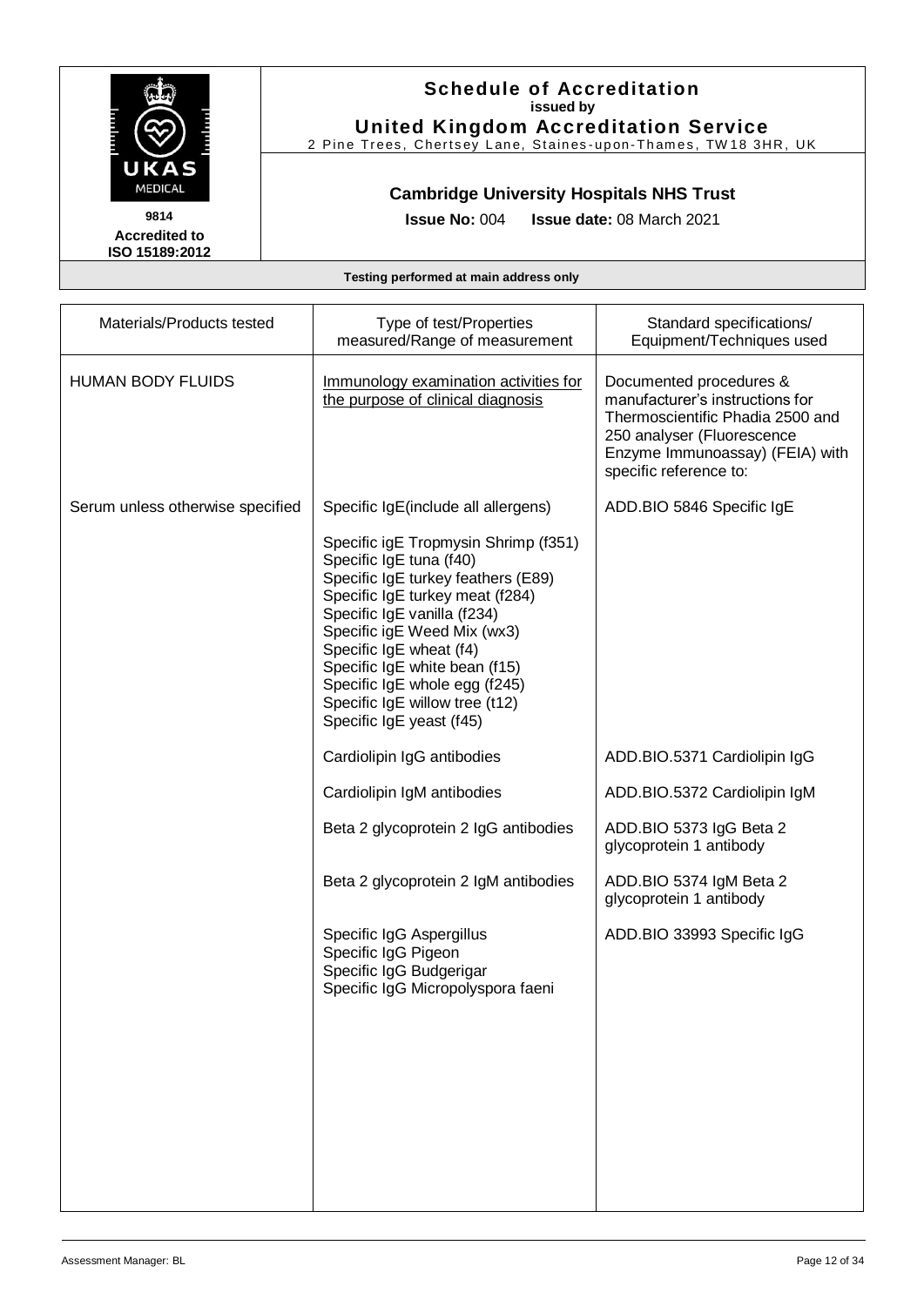**Schedule of Accreditation**
**issued by**
**United Kingdom Accreditation Service**
2 Pine Trees, Chertsey Lane, Staines-upon-Thames, TW18 3HR, UK

**9814**
**Accredited to ISO 15189:2012**

**Cambridge University Hospitals NHS Trust**

**Issue No:** 004 **Issue date:** 08 March 2021

**Testing performed at main address only**

| Materials/Products tested | Type of test/Properties measured/Range of measurement | Standard specifications/ Equipment/Techniques used |
|---|---|---|
| HUMAN BODY FLUIDS | Immunology examination activities for the purpose of clinical diagnosis | Documented procedures & manufacturer's instructions for Thermoscientific Phadia 2500 and 250 analyser (Fluorescence Enzyme Immunoassay) (FEIA) with specific reference to: |
| Serum unless otherwise specified | Specific IgE(include all allergens) | ADD.BIO 5846 Specific IgE |
| | Specific igE Tropmysin Shrimp (f351)<br>Specific IgE tuna (f40)<br>Specific IgE turkey feathers (E89)<br>Specific IgE turkey meat (f284)<br>Specific IgE vanilla (f234)<br>Specific igE Weed Mix (wx3)<br>Specific IgE wheat (f4)<br>Specific IgE white bean (f15)<br>Specific IgE whole egg (f245)<br>Specific IgE willow tree (t12)<br>Specific IgE yeast (f45) | |
| | Cardiolipin IgG antibodies | ADD.BIO.5371 Cardiolipin IgG |
| | Cardiolipin IgM antibodies | ADD.BIO.5372 Cardiolipin IgM |
| | Beta 2 glycoprotein 2 IgG antibodies | ADD.BIO 5373 IgG Beta 2 glycoprotein 1 antibody |
| | Beta 2 glycoprotein 2 IgM antibodies | ADD.BIO 5374 IgM Beta 2 glycoprotein 1 antibody |
| | Specific IgG Aspergillus<br>Specific IgG Pigeon<br>Specific IgG Budgerigar<br>Specific IgG Micropolyspora faeni | ADD.BIO 33993 Specific IgG |

Assessment Manager: BL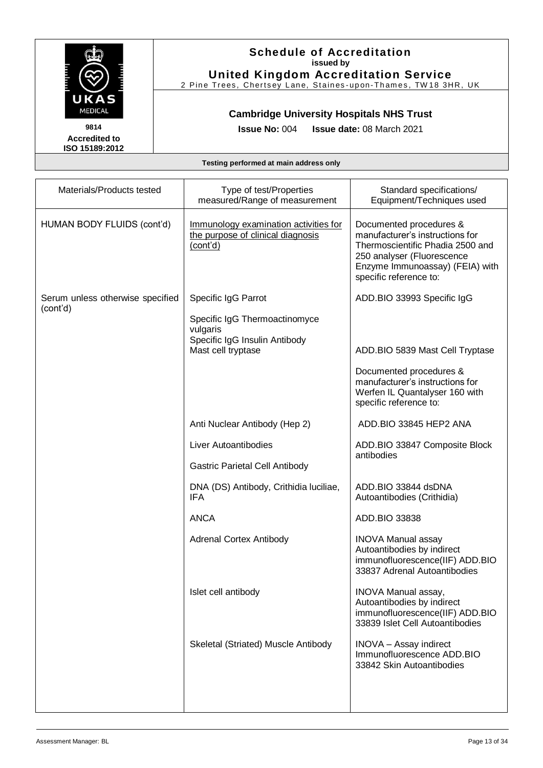# Schedule of Accreditation
issued by
**United Kingdom Accreditation Service**
2 Pine Trees, Chertsey Lane, Staines-upon-Thames, TW18 3HR, UK

9814
**Accredited to ISO 15189:2012**

## Cambridge University Hospitals NHS Trust

**Issue No:** 004 **Issue date:** 08 March 2021

**Testing performed at main address only**

| Materials/Products tested | Type of test/Properties measured/Range of measurement | Standard specifications/ Equipment/Techniques used |
|---|---|---|
| HUMAN BODY FLUIDS (cont'd) | Immunology examination activities for the purpose of clinical diagnosis (cont'd) | Documented procedures & manufacturer's instructions for Thermoscientific Phadia 2500 and 250 analyser (Fluorescence Enzyme Immunoassay) (FEIA) with specific reference to: |
| Serum unless otherwise specified (cont'd) | Specific IgG Parrot | ADD.BIO 33993 Specific IgG |
| | Specific IgG Thermoactinomyce vulgaris | |
| | Specific IgG Insulin Antibody | |
| | Mast cell tryptase | ADD.BIO 5839 Mast Cell Tryptase |
| | | Documented procedures & manufacturer's instructions for Werfen IL Quantalyser 160 with specific reference to: |
| | Anti Nuclear Antibody (Hep 2) | ADD.BIO 33845 HEP2 ANA |
| | Liver Autoantibodies | ADD.BIO 33847 Composite Block antibodies |
| | Gastric Parietal Cell Antibody | |
| | DNA (DS) Antibody, Crithidia luciliae, IFA | ADD.BIO 33844 dsDNA Autoantibodies (Crithidia) |
| | ANCA | ADD.BIO 33838 |
| | Adrenal Cortex Antibody | INOVA Manual assay Autoantibodies by indirect immunofluorescence(IIF) ADD.BIO 33837 Adrenal Autoantibodies |
| | Islet cell antibody | INOVA Manual assay, Autoantibodies by indirect immunofluorescence(IIF) ADD.BIO 33839 Islet Cell Autoantibodies |
| | Skeletal (Striated) Muscle Antibody | INOVA – Assay indirect Immunofluorescence ADD.BIO 33842 Skin Autoantibodies |

Assessment Manager: BL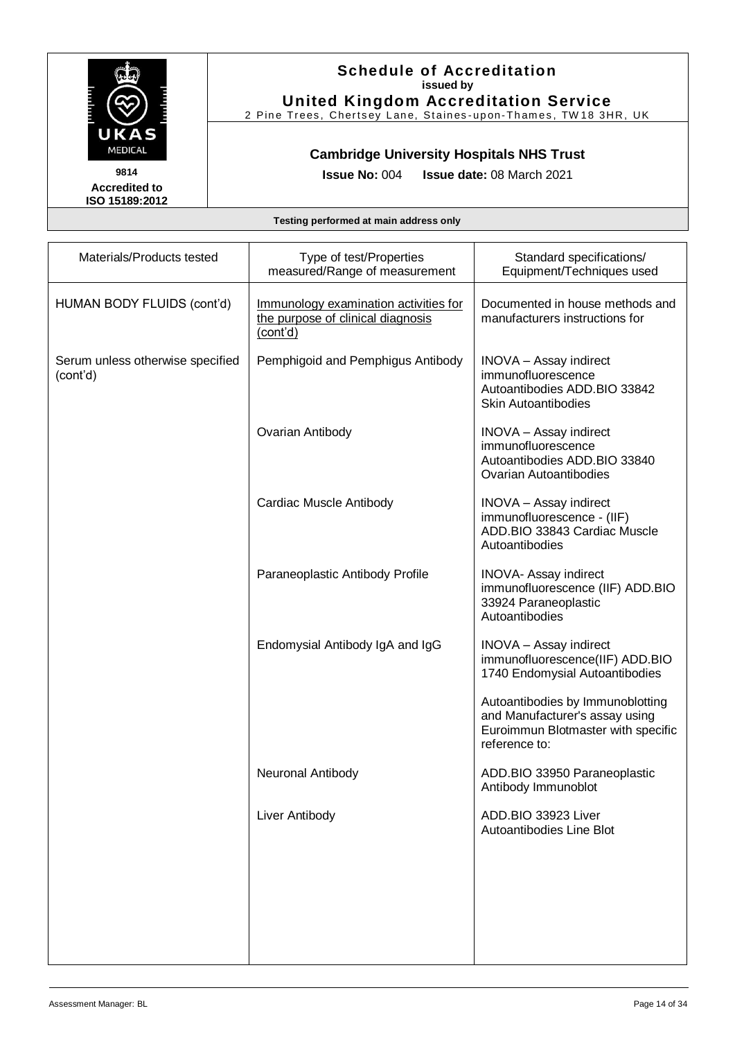**Schedule of Accreditation**
**issued by**
**United Kingdom Accreditation Service**
2 Pine Trees, Chertsey Lane, Staines-upon-Thames, TW18 3HR, UK

9814
**Accredited to ISO 15189:2012**

**Cambridge University Hospitals NHS Trust**

**Issue No:** 004 **Issue date:** 08 March 2021

**Testing performed at main address only**

| Materials/Products tested | Type of test/Properties measured/Range of measurement | Standard specifications/ Equipment/Techniques used |
|---|---|---|
| HUMAN BODY FLUIDS (cont'd) | Immunology examination activities for the purpose of clinical diagnosis (cont'd) | Documented in house methods and manufacturers instructions for |
| Serum unless otherwise specified (cont'd) | Pemphigoid and Pemphigus Antibody | INOVA – Assay indirect immunofluorescence Autoantibodies ADD.BIO 33842 Skin Autoantibodies |
| | Ovarian Antibody | INOVA – Assay indirect immunofluorescence Autoantibodies ADD.BIO 33840 Ovarian Autoantibodies |
| | Cardiac Muscle Antibody | INOVA – Assay indirect immunofluorescence - (IIF) ADD.BIO 33843 Cardiac Muscle Autoantibodies |
| | Paraneoplastic Antibody Profile | INOVA- Assay indirect immunofluorescence (IIF) ADD.BIO 33924 Paraneoplastic Autoantibodies |
| | Endomysial Antibody IgA and IgG | INOVA – Assay indirect immunofluorescence(IIF) ADD.BIO 1740 Endomysial Autoantibodies |
| | | Autoantibodies by Immunoblotting and Manufacturer's assay using Euroimmun Blotmaster with specific reference to: |
| | Neuronal Antibody | ADD.BIO 33950 Paraneoplastic Antibody Immunoblot |
| | Liver Antibody | ADD.BIO 33923 Liver Autoantibodies Line Blot |

Assessment Manager: BL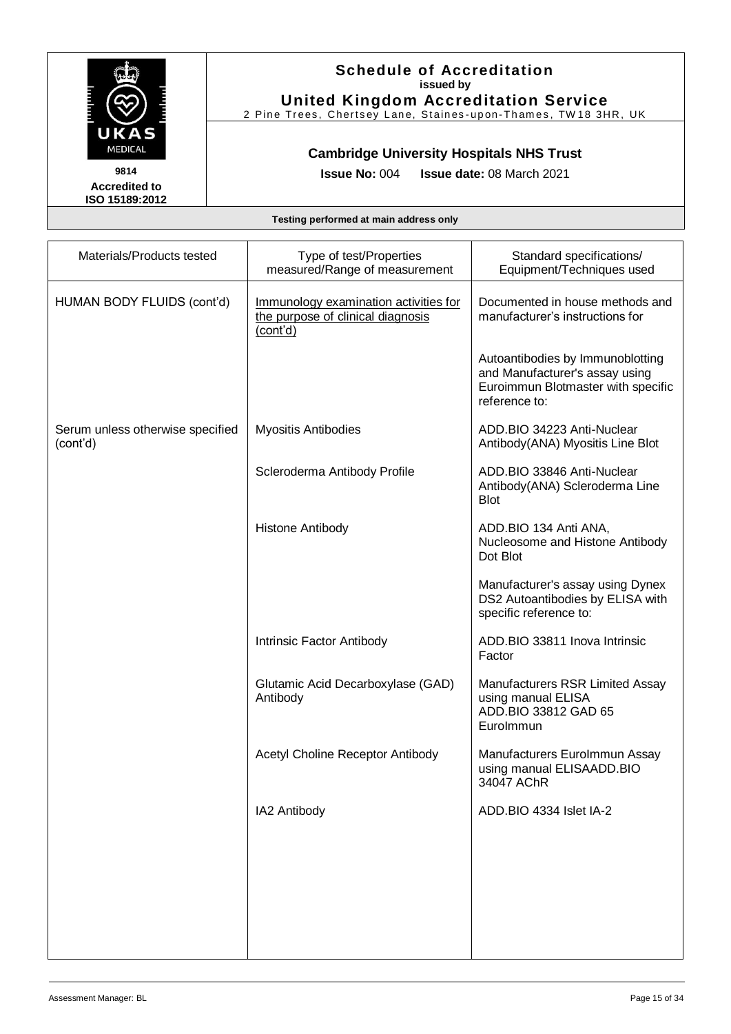| Materials/Products tested | Type of test/Properties measured/Range of measurement | Standard specifications/ Equipment/Techniques used |
|---|---|---|
| HUMAN BODY FLUIDS (cont'd) | Immunology examination activities for the purpose of clinical diagnosis (cont'd) | Documented in house methods and manufacturer's instructions for |
| | | Autoantibodies by Immunoblotting and Manufacturer's assay using Euroimmun Blotmaster with specific reference to: |
| Serum unless otherwise specified (cont'd) | Myositis Antibodies | ADD.BIO 34223 Anti-Nuclear Antibody(ANA) Myositis Line Blot |
| | Scleroderma Antibody Profile | ADD.BIO 33846 Anti-Nuclear Antibody(ANA) Scleroderma Line Blot |
| | Histone Antibody | ADD.BIO 134 Anti ANA, Nucleosome and Histone Antibody Dot Blot |
| | | Manufacturer's assay using Dynex DS2 Autoantibodies by ELISA with specific reference to: |
| | Intrinsic Factor Antibody | ADD.BIO 33811 Inova Intrinsic Factor |
| | Glutamic Acid Decarboxylase (GAD) Antibody | Manufacturers RSR Limited Assay using manual ELISA ADD.BIO 33812 GAD 65 EuroImmun |
| | Acetyl Choline Receptor Antibody | Manufacturers EuroImmun Assay using manual ELISAADD.BIO 34047 AChR |
| | IA2 Antibody | ADD.BIO 4334 Islet IA-2 |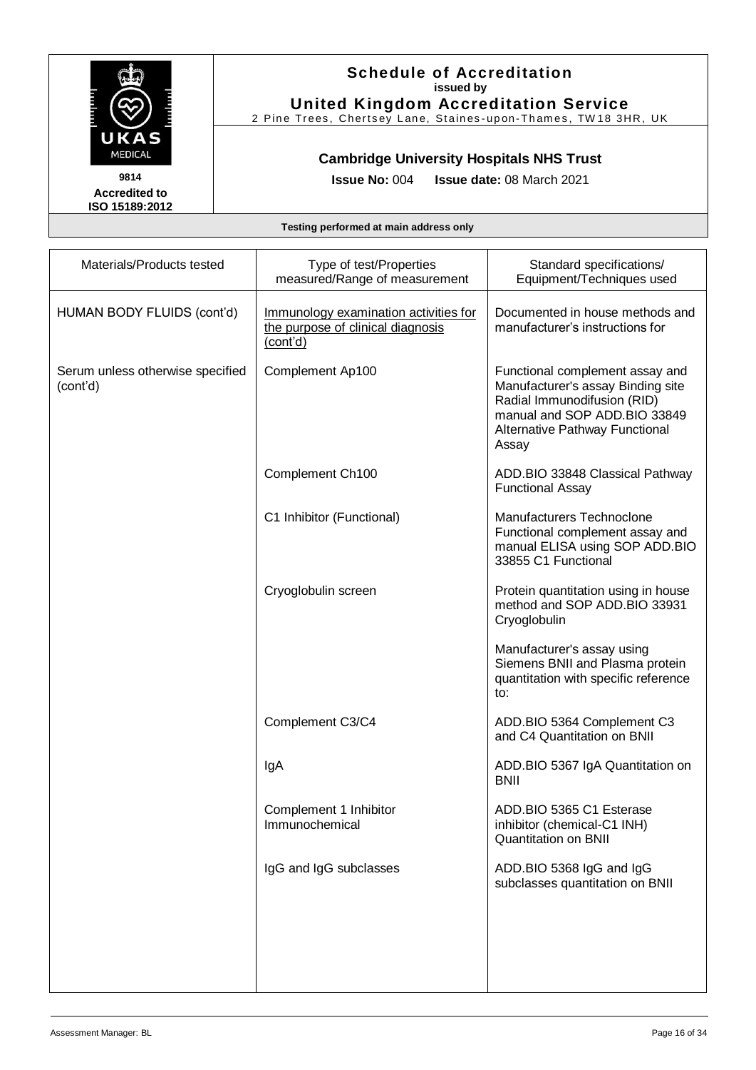# Schedule of Accreditation
**issued by**
**United Kingdom Accreditation Service**
2 Pine Trees, Chertsey Lane, Staines-upon-Thames, TW18 3HR, UK

**9814**
**Accredited to ISO 15189:2012**

**Cambridge University Hospitals NHS Trust**

**Issue No:** 004 **Issue date:** 08 March 2021

**Testing performed at main address only**

| Materials/Products tested | Type of test/Properties measured/Range of measurement | Standard specifications/ Equipment/Techniques used |
|---|---|---|
| HUMAN BODY FLUIDS (cont'd) | Immunology examination activities for the purpose of clinical diagnosis (cont'd) | Documented in house methods and manufacturer's instructions for |
| Serum unless otherwise specified (cont'd) | Complement Ap100 | Functional complement assay and Manufacturer's assay Binding site Radial Immunodifusion (RID) manual and SOP ADD.BIO 33849 Alternative Pathway Functional Assay |
| | Complement Ch100 | ADD.BIO 33848 Classical Pathway Functional Assay |
| | C1 Inhibitor (Functional) | Manufacturers Technoclone Functional complement assay and manual ELISA using SOP ADD.BIO 33855 C1 Functional |
| | Cryoglobulin screen | Protein quantitation using in house method and SOP ADD.BIO 33931 Cryoglobulin |
| | | Manufacturer's assay using Siemens BNII and Plasma protein quantitation with specific reference to: |
| | Complement C3/C4 | ADD.BIO 5364 Complement C3 and C4 Quantitation on BNII |
| | IgA | ADD.BIO 5367 IgA Quantitation on BNII |
| | Complement 1 Inhibitor Immunochemical | ADD.BIO 5365 C1 Esterase inhibitor (chemical-C1 INH) Quantitation on BNII |
| | IgG and IgG subclasses | ADD.BIO 5368 IgG and IgG subclasses quantitation on BNII |

Assessment Manager: BL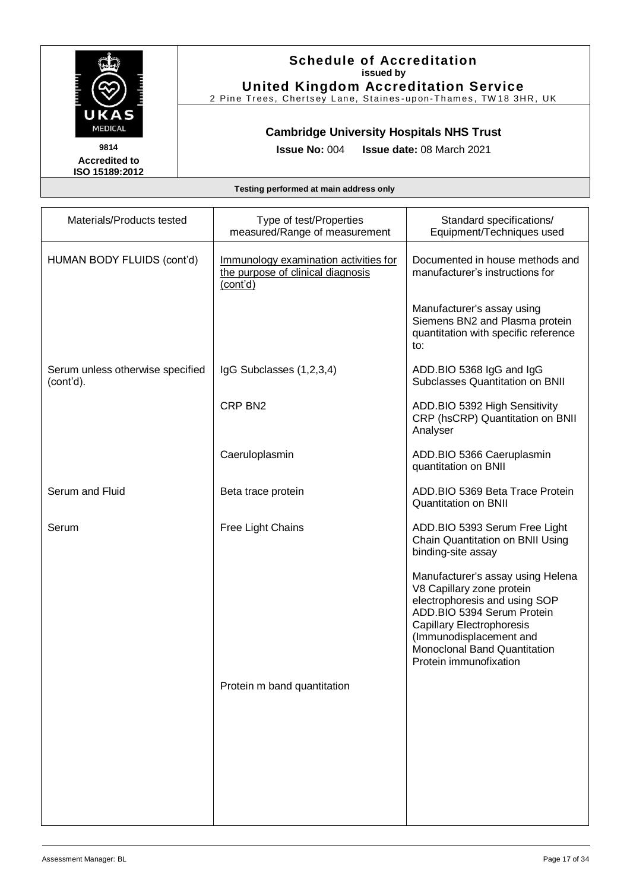**Schedule of Accreditation**
**issued by**
**United Kingdom Accreditation Service**
2 Pine Trees, Chertsey Lane, Staines-upon-Thames, TW18 3HR, UK

**9814**
**Accredited to ISO 15189:2012**

**Cambridge University Hospitals NHS Trust**

**Issue No:** 004 **Issue date:** 08 March 2021

**Testing performed at main address only**

| Materials/Products tested | Type of test/Properties measured/Range of measurement | Standard specifications/ Equipment/Techniques used |
|---|---|---|
| HUMAN BODY FLUIDS (cont'd) | Immunology examination activities for the purpose of clinical diagnosis (cont'd) | Documented in house methods and manufacturer's instructions for |
| | | Manufacturer's assay using Siemens BN2 and Plasma protein quantitation with specific reference to: |
| Serum unless otherwise specified (cont'd). | IgG Subclasses (1,2,3,4) | ADD.BIO 5368 IgG and IgG Subclasses Quantitation on BNII |
| | CRP BN2 | ADD.BIO 5392 High Sensitivity CRP (hsCRP) Quantitation on BNII Analyser |
| | Caeruloplasmin | ADD.BIO 5366 Caeruplasmin quantitation on BNII |
| Serum and Fluid | Beta trace protein | ADD.BIO 5369 Beta Trace Protein Quantitation on BNII |
| Serum | Free Light Chains | ADD.BIO 5393 Serum Free Light Chain Quantitation on BNII Using binding-site assay |
| | | Manufacturer's assay using Helena V8 Capillary zone protein electrophoresis and using SOP ADD.BIO 5394 Serum Protein Capillary Electrophoresis (Immunodisplacement and Monoclonal Band Quantitation Protein immunofixation |
| | Protein m band quantitation | |

Assessment Manager: BL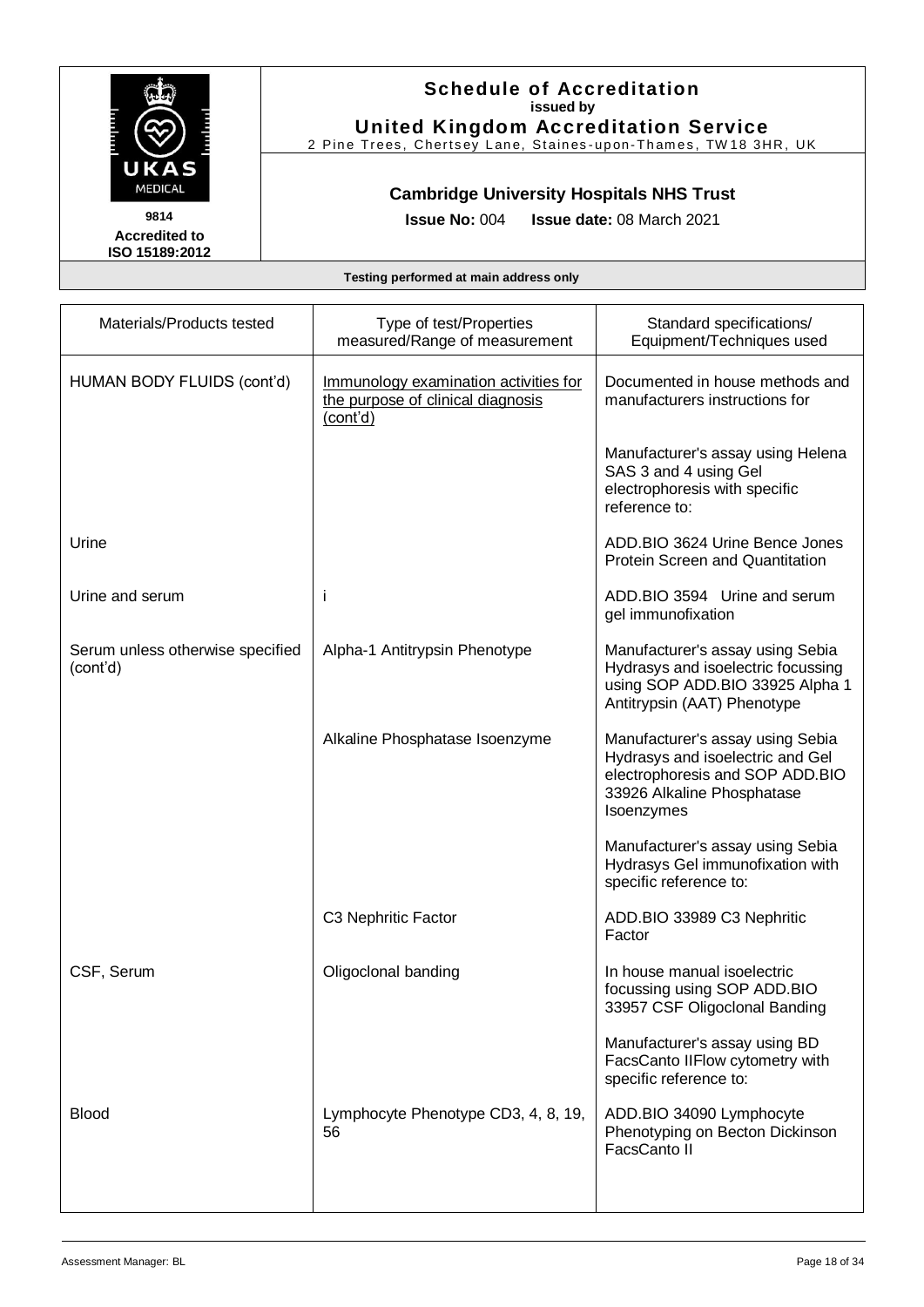**Schedule of Accreditation**
**issued by**
**United Kingdom Accreditation Service**
2 Pine Trees, Chertsey Lane, Staines-upon-Thames, TW18 3HR, UK

9814
**Accredited to ISO 15189:2012**

**Cambridge University Hospitals NHS Trust**

**Issue No:** 004 **Issue date:** 08 March 2021

**Testing performed at main address only**

| Materials/Products tested | Type of test/Properties measured/Range of measurement | Standard specifications/ Equipment/Techniques used |
|---|---|---|
| HUMAN BODY FLUIDS (cont'd) | Immunology examination activities for the purpose of clinical diagnosis (cont'd) | Documented in house methods and manufacturers instructions for |
| | | Manufacturer's assay using Helena SAS 3 and 4 using Gel electrophoresis with specific reference to: |
| Urine | | ADD.BIO 3624 Urine Bence Jones Protein Screen and Quantitation |
| Urine and serum | i | ADD.BIO 3594 Urine and serum gel immunofixation |
| Serum unless otherwise specified (cont'd) | Alpha-1 Antitrypsin Phenotype | Manufacturer's assay using Sebia Hydrasys and isoelectric focussing using SOP ADD.BIO 33925 Alpha 1 Antitrypsin (AAT) Phenotype |
| | Alkaline Phosphatase Isoenzyme | Manufacturer's assay using Sebia Hydrasys and isoelectric and Gel electrophoresis and SOP ADD.BIO 33926 Alkaline Phosphatase Isoenzymes |
| | | Manufacturer's assay using Sebia Hydrasys Gel immunofixation with specific reference to: |
| | C3 Nephritic Factor | ADD.BIO 33989 C3 Nephritic Factor |
| CSF, Serum | Oligoclonal banding | In house manual isoelectric focussing using SOP ADD.BIO 33957 CSF Oligoclonal Banding |
| | | Manufacturer's assay using BD FacsCanto IIFlow cytometry with specific reference to: |
| Blood | Lymphocyte Phenotype CD3, 4, 8, 19, 56 | ADD.BIO 34090 Lymphocyte Phenotyping on Becton Dickinson FacsCanto II |

Assessment Manager: BL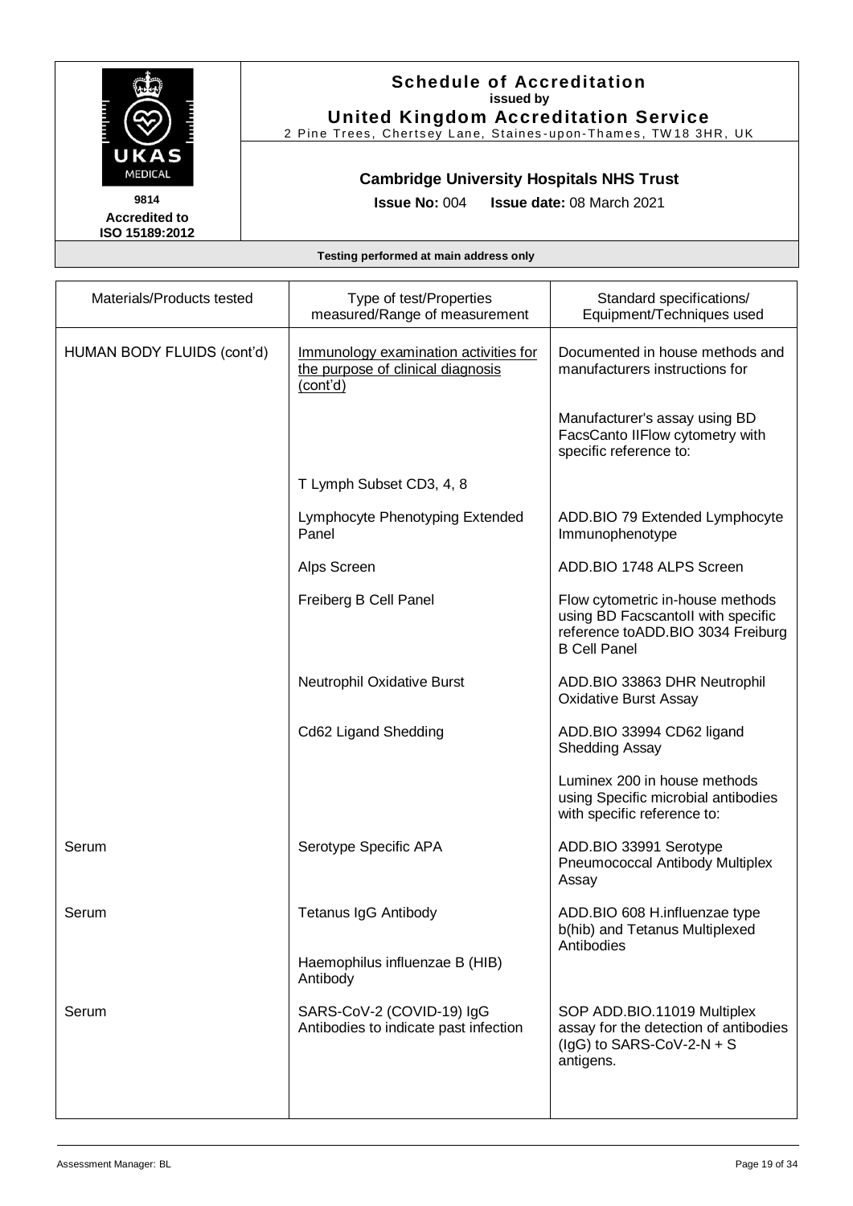**Schedule of Accreditation**
issued by
**United Kingdom Accreditation Service**
2 Pine Trees, Chertsey Lane, Staines-upon-Thames, TW18 3HR, UK

9814
**Accredited to ISO 15189:2012**

**Cambridge University Hospitals NHS Trust**

**Issue No:** 004 **Issue date:** 08 March 2021

**Testing performed at main address only**

| Materials/Products tested | Type of test/Properties measured/Range of measurement | Standard specifications/ Equipment/Techniques used |
|---|---|---|
| HUMAN BODY FLUIDS (cont'd) | Immunology examination activities for the purpose of clinical diagnosis (cont'd) | Documented in house methods and manufacturers instructions for |
| | | Manufacturer's assay using BD FacsCanto IIFlow cytometry with specific reference to: |
| | T Lymph Subset CD3, 4, 8 | |
| | Lymphocyte Phenotyping Extended Panel | ADD.BIO 79 Extended Lymphocyte Immunophenotype |
| | Alps Screen | ADD.BIO 1748 ALPS Screen |
| | Freiberg B Cell Panel | Flow cytometric in-house methods using BD FacscantoII with specific reference toADD.BIO 3034 Freiburg B Cell Panel |
| | Neutrophil Oxidative Burst | ADD.BIO 33863 DHR Neutrophil Oxidative Burst Assay |
| | Cd62 Ligand Shedding | ADD.BIO 33994 CD62 ligand Shedding Assay |
| | | Luminex 200 in house methods using Specific microbial antibodies with specific reference to: |
| Serum | Serotype Specific APA | ADD.BIO 33991 Serotype Pneumococcal Antibody Multiplex Assay |
| Serum | Tetanus IgG Antibody | ADD.BIO 608 H.influenzae type b(hib) and Tetanus Multiplexed Antibodies |
| | Haemophilus influenzae B (HIB) Antibody | |
| Serum | SARS-CoV-2 (COVID-19) IgG Antibodies to indicate past infection | SOP ADD.BIO.11019 Multiplex assay for the detection of antibodies (IgG) to SARS-CoV-2-N + S antigens. |

Assessment Manager: BL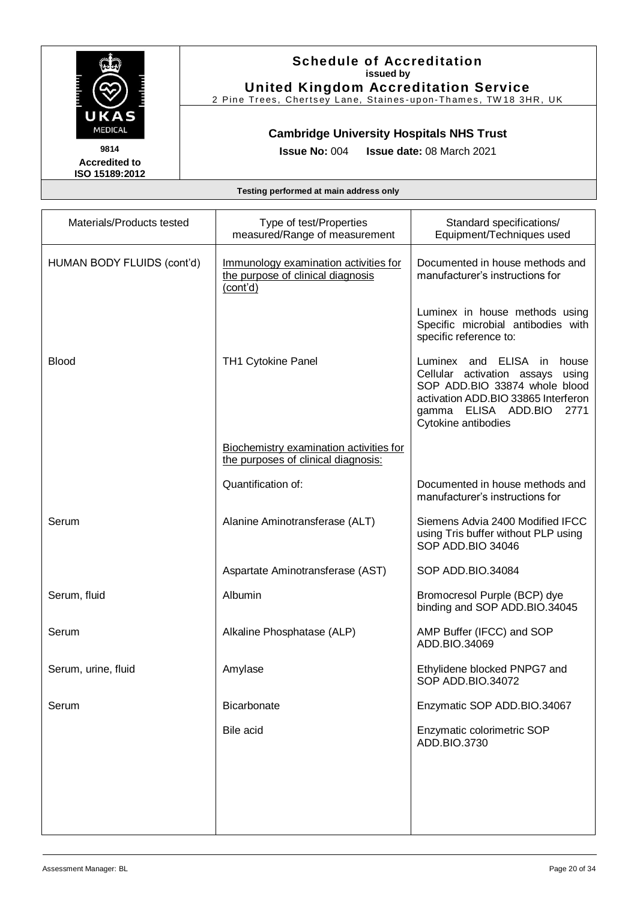# Schedule of Accreditation
**issued by**
**United Kingdom Accreditation Service**
2 Pine Trees, Chertsey Lane, Staines-upon-Thames, TW18 3HR, UK

UKAS MEDICAL
**9814**
**Accredited to ISO 15189:2012**

## Cambridge University Hospitals NHS Trust

**Issue No:** 004 **Issue date:** 08 March 2021

**Testing performed at main address only**

| Materials/Products tested | Type of test/Properties measured/Range of measurement | Standard specifications/ Equipment/Techniques used |
|---|---|---|
| HUMAN BODY FLUIDS (cont'd) | Immunology examination activities for the purpose of clinical diagnosis (cont'd) | Documented in house methods and manufacturer's instructions for |
| | | Luminex in house methods using Specific microbial antibodies with specific reference to: |
| Blood | TH1 Cytokine Panel | Luminex and ELISA in house Cellular activation assays using SOP ADD.BIO 33874 whole blood activation ADD.BIO 33865 Interferon gamma ELISA ADD.BIO 2771 Cytokine antibodies |
| | Biochemistry examination activities for the purposes of clinical diagnosis: | |
| | Quantification of: | Documented in house methods and manufacturer's instructions for |
| Serum | Alanine Aminotransferase (ALT) | Siemens Advia 2400 Modified IFCC using Tris buffer without PLP using SOP ADD.BIO 34046 |
| | Aspartate Aminotransferase (AST) | SOP ADD.BIO.34084 |
| Serum, fluid | Albumin | Bromocresol Purple (BCP) dye binding and SOP ADD.BIO.34045 |
| Serum | Alkaline Phosphatase (ALP) | AMP Buffer (IFCC) and SOP ADD.BIO.34069 |
| Serum, urine, fluid | Amylase | Ethylidene blocked PNPG7 and SOP ADD.BIO.34072 |
| Serum | Bicarbonate | Enzymatic SOP ADD.BIO.34067 |
| | Bile acid | Enzymatic colorimetric SOP ADD.BIO.3730 |

Assessment Manager: BL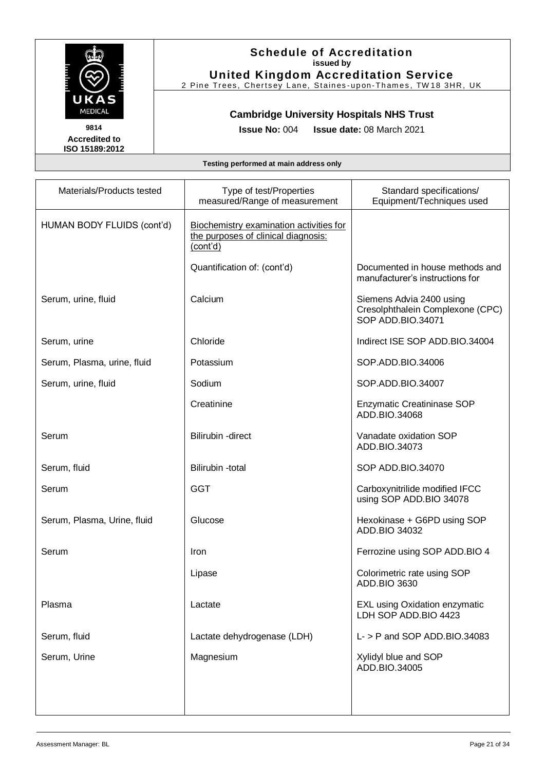# Schedule of Accreditation

**issued by**

**United Kingdom Accreditation Service**

2 Pine Trees, Chertsey Lane, Staines-upon-Thames, TW18 3HR, UK

**9814**
**Accredited to ISO 15189:2012**

**Cambridge University Hospitals NHS Trust**

**Issue No:** 004 **Issue date:** 08 March 2021

**Testing performed at main address only**

| Materials/Products tested | Type of test/Properties measured/Range of measurement | Standard specifications/ Equipment/Techniques used |
|---|---|---|
| HUMAN BODY FLUIDS (cont'd) | Biochemistry examination activities for the purposes of clinical diagnosis: (cont'd) | |
| | Quantification of: (cont'd) | Documented in house methods and manufacturer's instructions for |
| Serum, urine, fluid | Calcium | Siemens Advia 2400 using Cresolphthalein Complexone (CPC) SOP ADD.BIO.34071 |
| Serum, urine | Chloride | Indirect ISE SOP ADD.BIO.34004 |
| Serum, Plasma, urine, fluid | Potassium | SOP.ADD.BIO.34006 |
| Serum, urine, fluid | Sodium | SOP.ADD.BIO.34007 |
| | Creatinine | Enzymatic Creatininase SOP ADD.BIO.34068 |
| Serum | Bilirubin -direct | Vanadate oxidation SOP ADD.BIO.34073 |
| Serum, fluid | Bilirubin -total | SOP ADD.BIO.34070 |
| Serum | GGT | Carboxynitrilide modified IFCC using SOP ADD.BIO 34078 |
| Serum, Plasma, Urine, fluid | Glucose | Hexokinase + G6PD using SOP ADD.BIO 34032 |
| Serum | Iron | Ferrozine using SOP ADD.BIO 4 |
| | Lipase | Colorimetric rate using SOP ADD.BIO 3630 |
| Plasma | Lactate | EXL using Oxidation enzymatic LDH SOP ADD.BIO 4423 |
| Serum, fluid | Lactate dehydrogenase (LDH) | L- > P and SOP ADD.BIO.34083 |
| Serum, Urine | Magnesium | Xylidyl blue and SOP ADD.BIO.34005 |

Assessment Manager: BL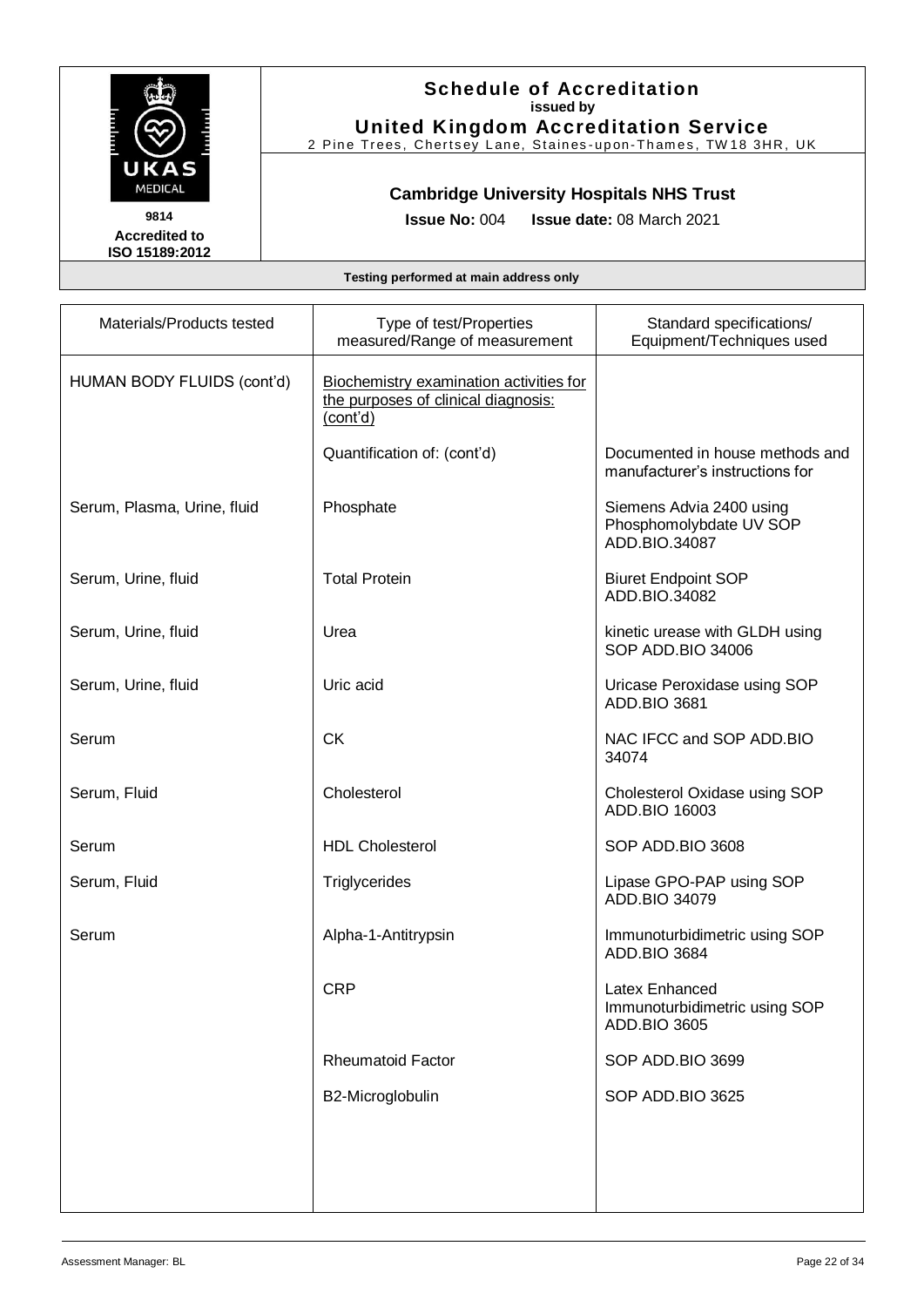**Schedule of Accreditation**
**issued by**
**United Kingdom Accreditation Service**
2 Pine Trees, Chertsey Lane, Staines-upon-Thames, TW18 3HR, UK

UKAS MEDICAL
**9814**
**Accredited to ISO 15189:2012**

**Cambridge University Hospitals NHS Trust**

**Issue No:** 004 **Issue date:** 08 March 2021

**Testing performed at main address only**

| Materials/Products tested | Type of test/Properties measured/Range of measurement | Standard specifications/ Equipment/Techniques used |
|---|---|---|
| HUMAN BODY FLUIDS (cont'd) | <u>Biochemistry examination activities for the purposes of clinical diagnosis: (cont'd)</u> | |
| | Quantification of: (cont'd) | Documented in house methods and manufacturer's instructions for |
| Serum, Plasma, Urine, fluid | Phosphate | Siemens Advia 2400 using Phosphomolybdate UV SOP ADD.BIO.34087 |
| Serum, Urine, fluid | Total Protein | Biuret Endpoint SOP ADD.BIO.34082 |
| Serum, Urine, fluid | Urea | kinetic urease with GLDH using SOP ADD.BIO 34006 |
| Serum, Urine, fluid | Uric acid | Uricase Peroxidase using SOP ADD.BIO 3681 |
| Serum | CK | NAC IFCC and SOP ADD.BIO 34074 |
| Serum, Fluid | Cholesterol | Cholesterol Oxidase using SOP ADD.BIO 16003 |
| Serum | HDL Cholesterol | SOP ADD.BIO 3608 |
| Serum, Fluid | Triglycerides | Lipase GPO-PAP using SOP ADD.BIO 34079 |
| Serum | Alpha-1-Antitrypsin | Immunoturbidimetric using SOP ADD.BIO 3684 |
| | CRP | Latex Enhanced Immunoturbidimetric using SOP ADD.BIO 3605 |
| | Rheumatoid Factor | SOP ADD.BIO 3699 |
| | B2-Microglobulin | SOP ADD.BIO 3625 |

Assessment Manager: BL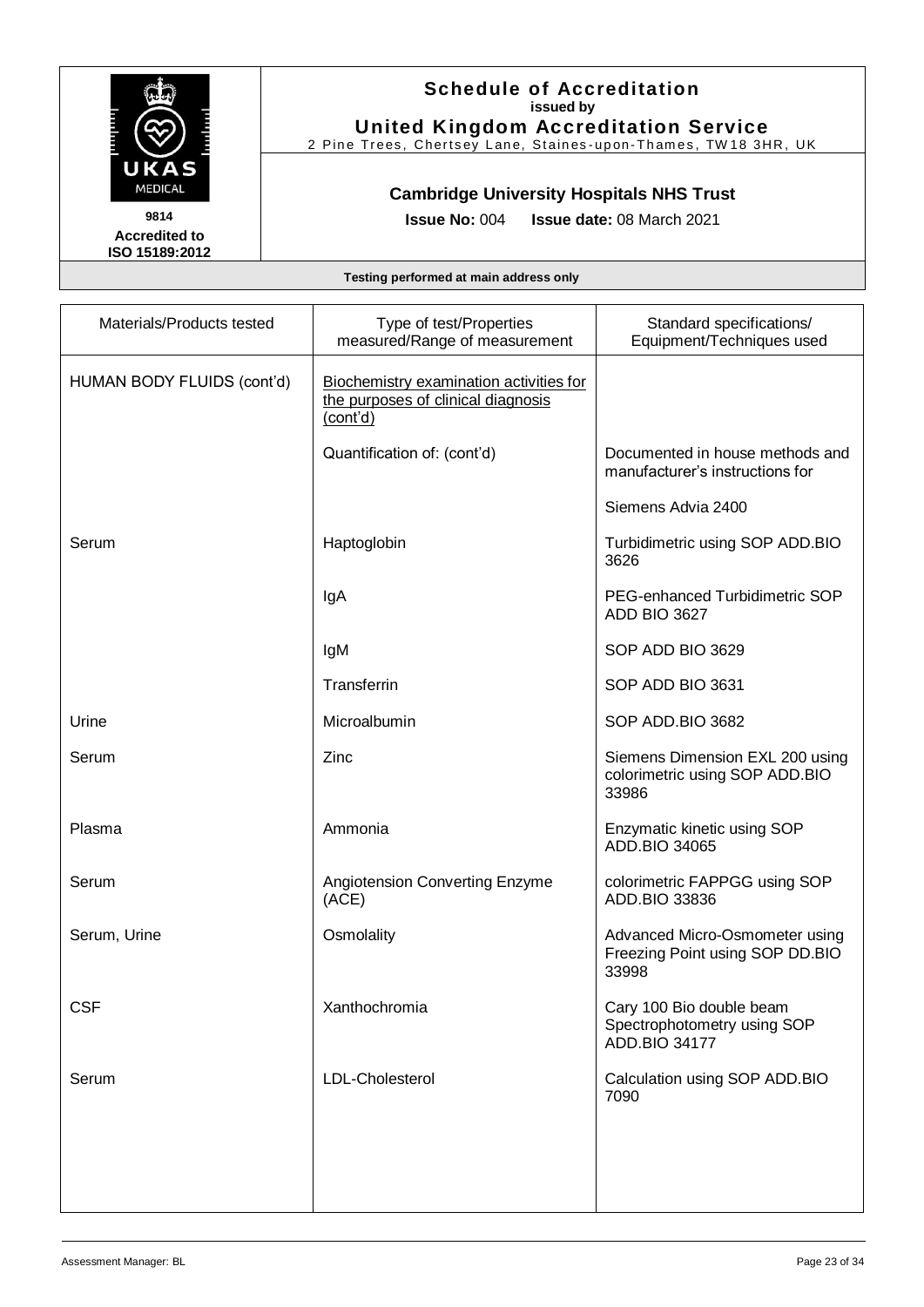# Schedule of Accreditation

**issued by**

**United Kingdom Accreditation Service**

2 Pine Trees, Chertsey Lane, Staines-upon-Thames, TW18 3HR, UK

9814

**Accredited to ISO 15189:2012**

## Cambridge University Hospitals NHS Trust

**Issue No:** 004 **Issue date:** 08 March 2021

**Testing performed at main address only**

| Materials/Products tested | Type of test/Properties measured/Range of measurement | Standard specifications/ Equipment/Techniques used |
|---|---|---|
| HUMAN BODY FLUIDS (cont'd) | Biochemistry examination activities for the purposes of clinical diagnosis (cont'd) | |
| | Quantification of: (cont'd) | Documented in house methods and manufacturer's instructions for |
| | | Siemens Advia 2400 |
| Serum | Haptoglobin | Turbidimetric using SOP ADD.BIO 3626 |
| | IgA | PEG-enhanced Turbidimetric SOP ADD BIO 3627 |
| | IgM | SOP ADD BIO 3629 |
| | Transferrin | SOP ADD BIO 3631 |
| Urine | Microalbumin | SOP ADD.BIO 3682 |
| Serum | Zinc | Siemens Dimension EXL 200 using colorimetric using SOP ADD.BIO 33986 |
| Plasma | Ammonia | Enzymatic kinetic using SOP ADD.BIO 34065 |
| Serum | Angiotension Converting Enzyme (ACE) | colorimetric FAPPGG using SOP ADD.BIO 33836 |
| Serum, Urine | Osmolality | Advanced Micro-Osmometer using Freezing Point using SOP DD.BIO 33998 |
| CSF | Xanthochromia | Cary 100 Bio double beam Spectrophotometry using SOP ADD.BIO 34177 |
| Serum | LDL-Cholesterol | Calculation using SOP ADD.BIO 7090 |

Assessment Manager: BL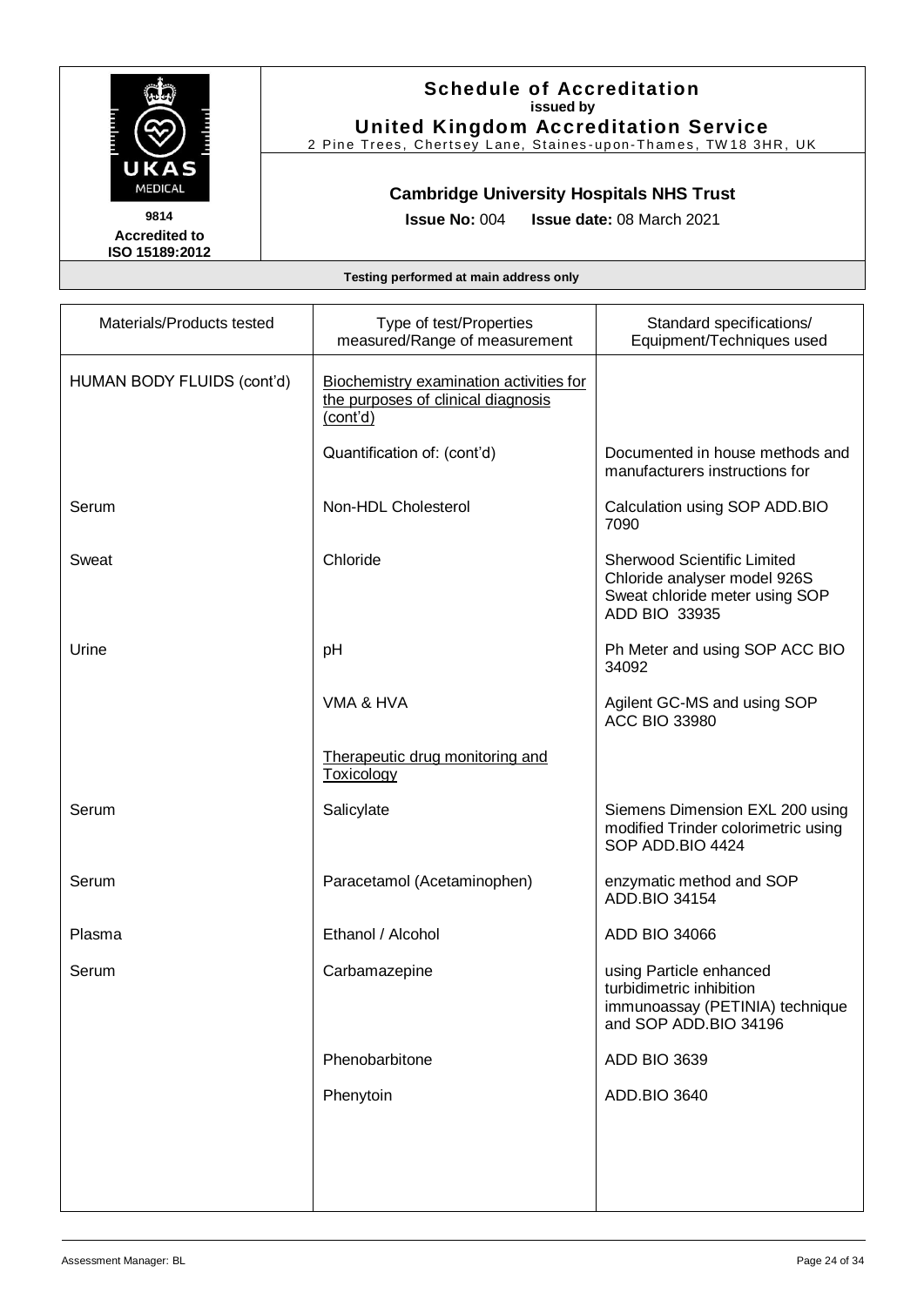**Schedule of Accreditation**
**issued by**
**United Kingdom Accreditation Service**
2 Pine Trees, Chertsey Lane, Staines-upon-Thames, TW18 3HR, UK

UKAS MEDICAL

**9814**
**Accredited to ISO 15189:2012**

**Cambridge University Hospitals NHS Trust**

**Issue No:** 004 **Issue date:** 08 March 2021

**Testing performed at main address only**

| Materials/Products tested | Type of test/Properties measured/Range of measurement | Standard specifications/ Equipment/Techniques used |
|---|---|---|
| HUMAN BODY FLUIDS (cont'd) | Biochemistry examination activities for the purposes of clinical diagnosis (cont'd) | |
| | Quantification of: (cont'd) | Documented in house methods and manufacturers instructions for |
| Serum | Non-HDL Cholesterol | Calculation using SOP ADD.BIO 7090 |
| Sweat | Chloride | Sherwood Scientific Limited Chloride analyser model 926S Sweat chloride meter using SOP ADD BIO 33935 |
| Urine | pH | Ph Meter and using SOP ACC BIO 34092 |
| | VMA & HVA | Agilent GC-MS and using SOP ACC BIO 33980 |
| | Therapeutic drug monitoring and Toxicology | |
| Serum | Salicylate | Siemens Dimension EXL 200 using modified Trinder colorimetric using SOP ADD.BIO 4424 |
| Serum | Paracetamol (Acetaminophen) | enzymatic method and SOP ADD.BIO 34154 |
| Plasma | Ethanol / Alcohol | ADD BIO 34066 |
| Serum | Carbamazepine | using Particle enhanced turbidimetric inhibition immunoassay (PETINIA) technique and SOP ADD.BIO 34196 |
| | Phenobarbitone | ADD BIO 3639 |
| | Phenytoin | ADD.BIO 3640 |

Assessment Manager: BL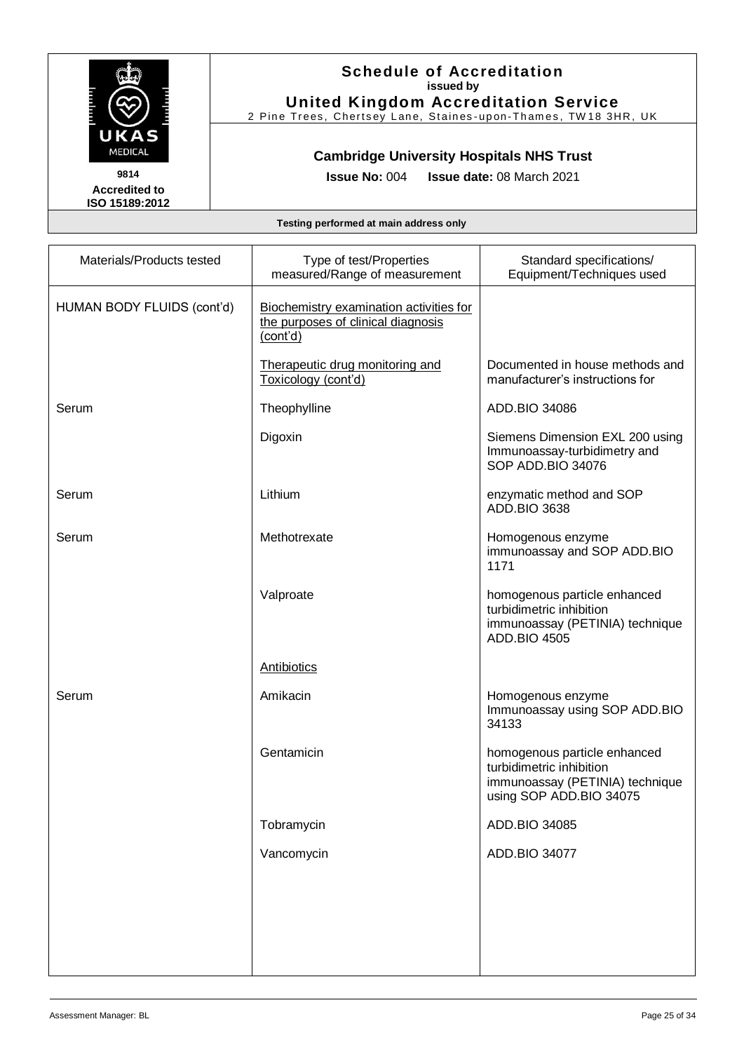**Schedule of Accreditation**
**issued by**
**United Kingdom Accreditation Service**
2 Pine Trees, Chertsey Lane, Staines-upon-Thames, TW18 3HR, UK

**9814**
**Accredited to ISO 15189:2012**

**Cambridge University Hospitals NHS Trust**

**Issue No:** 004 **Issue date:** 08 March 2021

**Testing performed at main address only**

| Materials/Products tested | Type of test/Properties measured/Range of measurement | Standard specifications/ Equipment/Techniques used |
|---|---|---|
| HUMAN BODY FLUIDS (cont'd) | Biochemistry examination activities for the purposes of clinical diagnosis (cont'd) | |
| | Therapeutic drug monitoring and Toxicology (cont'd) | Documented in house methods and manufacturer's instructions for |
| Serum | Theophylline | ADD.BIO 34086 |
| | Digoxin | Siemens Dimension EXL 200 using Immunoassay-turbidimetry and SOP ADD.BIO 34076 |
| Serum | Lithium | enzymatic method and SOP ADD.BIO 3638 |
| Serum | Methotrexate | Homogenous enzyme immunoassay and SOP ADD.BIO 1171 |
| | Valproate | homogenous particle enhanced turbidimetric inhibition immunoassay (PETINIA) technique ADD.BIO 4505 |
| | Antibiotics | |
| Serum | Amikacin | Homogenous enzyme Immunoassay using SOP ADD.BIO 34133 |
| | Gentamicin | homogenous particle enhanced turbidimetric inhibition immunoassay (PETINIA) technique using SOP ADD.BIO 34075 |
| | Tobramycin | ADD.BIO 34085 |
| | Vancomycin | ADD.BIO 34077 |

Assessment Manager: BL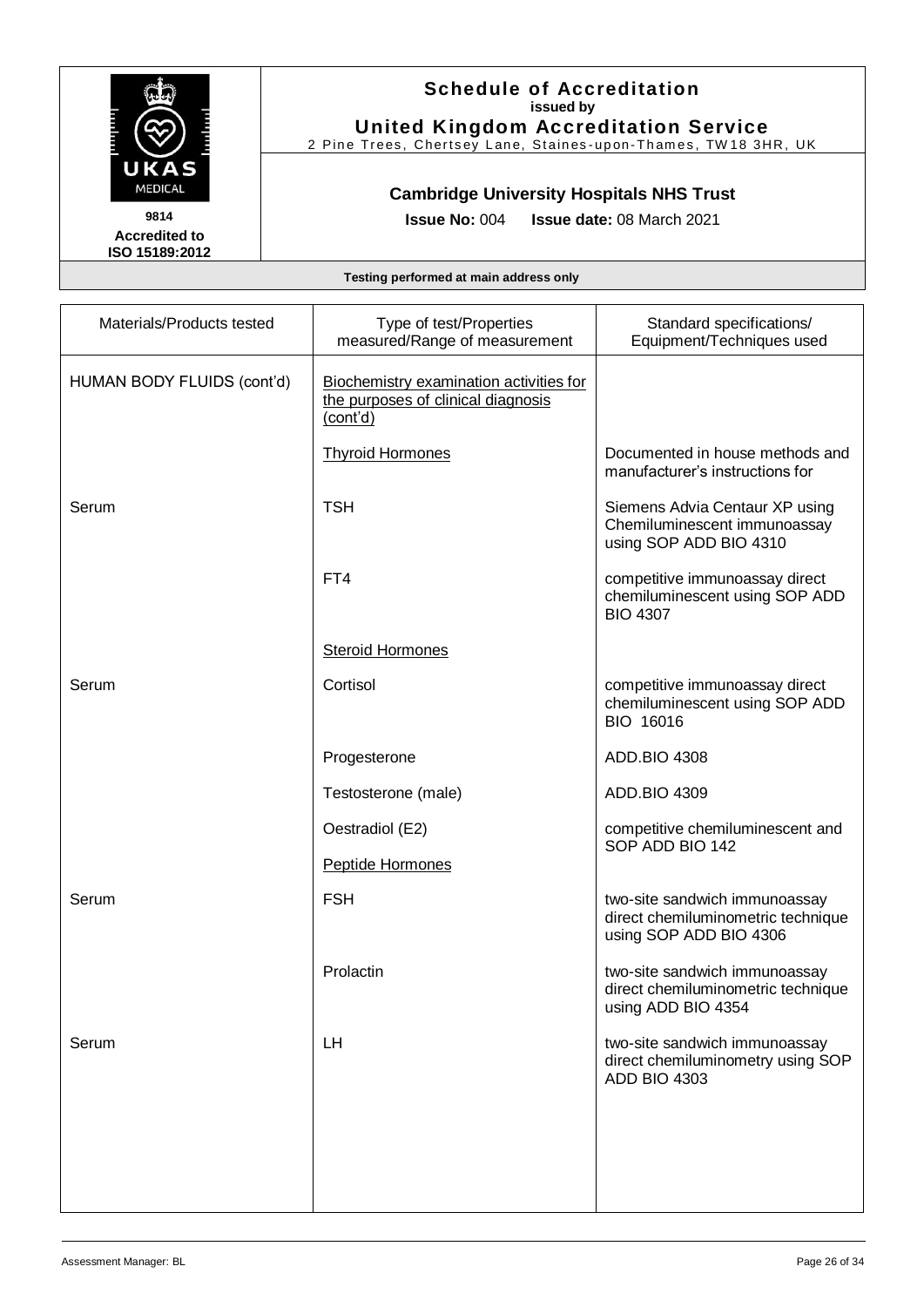# Schedule of Accreditation

**issued by**

**United Kingdom Accreditation Service**

2 Pine Trees, Chertsey Lane, Staines-upon-Thames, TW18 3HR, UK

9814
**Accredited to ISO 15189:2012**

**Cambridge University Hospitals NHS Trust**

**Issue No:** 004 **Issue date:** 08 March 2021

**Testing performed at main address only**

| Materials/Products tested | Type of test/Properties measured/Range of measurement | Standard specifications/ Equipment/Techniques used |
|---|---|---|
| HUMAN BODY FLUIDS (cont'd) | Biochemistry examination activities for the purposes of clinical diagnosis (cont'd) | |
| | Thyroid Hormones | Documented in house methods and manufacturer's instructions for |
| Serum | TSH | Siemens Advia Centaur XP using Chemiluminescent immunoassay using SOP ADD BIO 4310 |
| | FT4 | competitive immunoassay direct chemiluminescent using SOP ADD BIO 4307 |
| | Steroid Hormones | |
| Serum | Cortisol | competitive immunoassay direct chemiluminescent using SOP ADD BIO 16016 |
| | Progesterone | ADD.BIO 4308 |
| | Testosterone (male) | ADD.BIO 4309 |
| | Oestradiol (E2) | competitive chemiluminescent and SOP ADD BIO 142 |
| | Peptide Hormones | |
| Serum | FSH | two-site sandwich immunoassay direct chemiluminometric technique using SOP ADD BIO 4306 |
| | Prolactin | two-site sandwich immunoassay direct chemiluminometric technique using ADD BIO 4354 |
| Serum | LH | two-site sandwich immunoassay direct chemiluminometry using SOP ADD BIO 4303 |

Assessment Manager: BL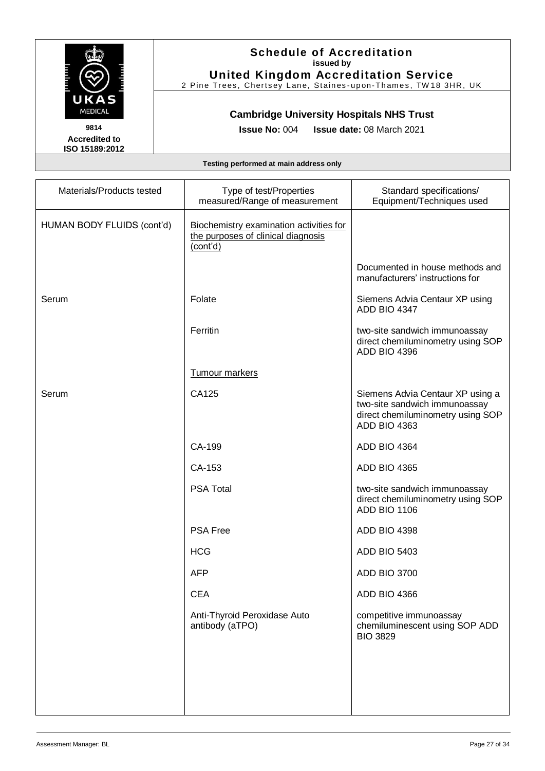# Schedule of Accreditation
**issued by**
**United Kingdom Accreditation Service**
2 Pine Trees, Chertsey Lane, Staines-upon-Thames, TW18 3HR, UK

UKAS MEDICAL
**9814**
**Accredited to ISO 15189:2012**

## Cambridge University Hospitals NHS Trust

**Issue No:** 004 **Issue date:** 08 March 2021

**Testing performed at main address only**

| Materials/Products tested | Type of test/Properties measured/Range of measurement | Standard specifications/ Equipment/Techniques used |
|---|---|---|
| HUMAN BODY FLUIDS (cont'd) | Biochemistry examination activities for the purposes of clinical diagnosis (cont'd) | |
| | | Documented in house methods and manufacturers' instructions for |
| Serum | Folate | Siemens Advia Centaur XP using ADD BIO 4347 |
| | Ferritin | two-site sandwich immunoassay direct chemiluminometry using SOP ADD BIO 4396 |
| | Tumour markers | |
| Serum | CA125 | Siemens Advia Centaur XP using a two-site sandwich immunoassay direct chemiluminometry using SOP ADD BIO 4363 |
| | CA-199 | ADD BIO 4364 |
| | CA-153 | ADD BIO 4365 |
| | PSA Total | two-site sandwich immunoassay direct chemiluminometry using SOP ADD BIO 1106 |
| | PSA Free | ADD BIO 4398 |
| | HCG | ADD BIO 5403 |
| | AFP | ADD BIO 3700 |
| | CEA | ADD BIO 4366 |
| | Anti-Thyroid Peroxidase Auto antibody (aTPO) | competitive immunoassay chemiluminescent using SOP ADD BIO 3829 |

Assessment Manager: BL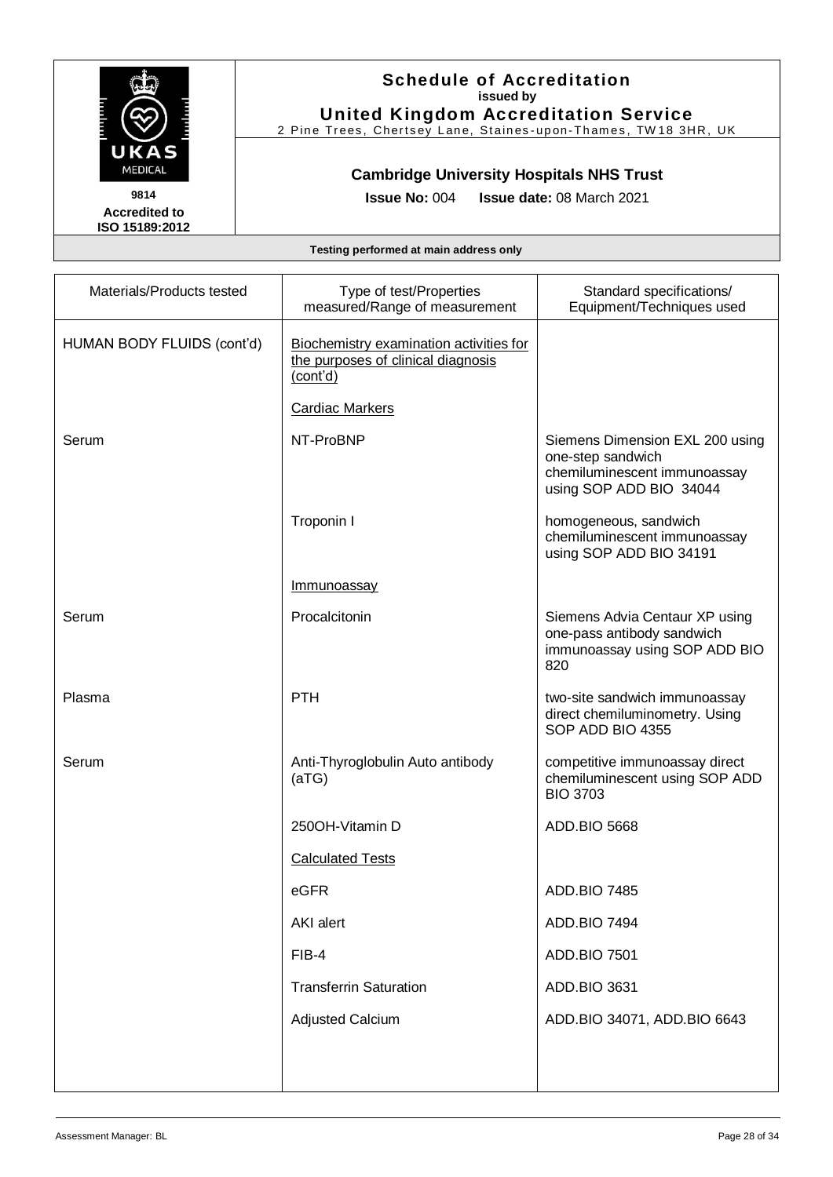# Schedule of Accreditation
**issued by**
**United Kingdom Accreditation Service**
2 Pine Trees, Chertsey Lane, Staines-upon-Thames, TW18 3HR, UK

**9814**
**Accredited to ISO 15189:2012**

**Cambridge University Hospitals NHS Trust**

**Issue No:** 004 **Issue date:** 08 March 2021

**Testing performed at main address only**

| Materials/Products tested | Type of test/Properties measured/Range of measurement | Standard specifications/ Equipment/Techniques used |
|---|---|---|
| HUMAN BODY FLUIDS (cont'd) | Biochemistry examination activities for the purposes of clinical diagnosis (cont'd) | |
| | Cardiac Markers | |
| Serum | NT-ProBNP | Siemens Dimension EXL 200 using one-step sandwich chemiluminescent immunoassay using SOP ADD BIO 34044 |
| | Troponin I | homogeneous, sandwich chemiluminescent immunoassay using SOP ADD BIO 34191 |
| | Immunoassay | |
| Serum | Procalcitonin | Siemens Advia Centaur XP using one-pass antibody sandwich immunoassay using SOP ADD BIO 820 |
| Plasma | PTH | two-site sandwich immunoassay direct chemiluminometry. Using SOP ADD BIO 4355 |
| Serum | Anti-Thyroglobulin Auto antibody (aTG) | competitive immunoassay direct chemiluminescent using SOP ADD BIO 3703 |
| | 25OOH-Vitamin D | ADD.BIO 5668 |
| | Calculated Tests | |
| | eGFR | ADD.BIO 7485 |
| | AKI alert | ADD.BIO 7494 |
| | FIB-4 | ADD.BIO 7501 |
| | Transferrin Saturation | ADD.BIO 3631 |
| | Adjusted Calcium | ADD.BIO 34071, ADD.BIO 6643 |

Assessment Manager: BL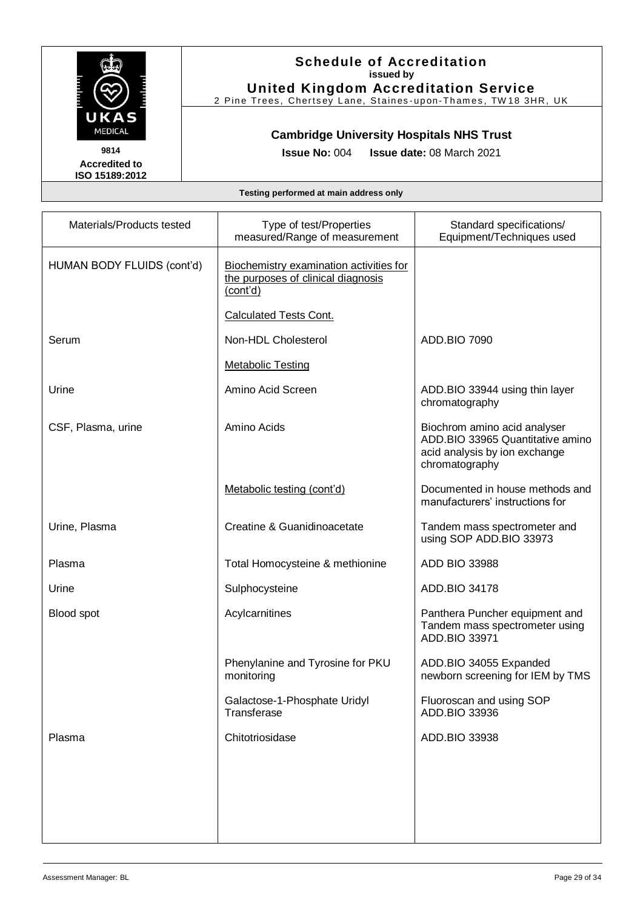| Materials/Products tested | Type of test/Properties measured/Range of measurement | Standard specifications/ Equipment/Techniques used |
|---|---|---|
| HUMAN BODY FLUIDS (cont'd) | Biochemistry examination activities for the purposes of clinical diagnosis (cont'd) | |
| | Calculated Tests Cont. | |
| Serum | Non-HDL Cholesterol | ADD.BIO 7090 |
| | Metabolic Testing | |
| Urine | Amino Acid Screen | ADD.BIO 33944 using thin layer chromatography |
| CSF, Plasma, urine | Amino Acids | Biochrom amino acid analyser ADD.BIO 33965 Quantitative amino acid analysis by ion exchange chromatography |
| | Metabolic testing (cont'd) | Documented in house methods and manufacturers' instructions for |
| Urine, Plasma | Creatine & Guanidinoacetate | Tandem mass spectrometer and using SOP ADD.BIO 33973 |
| Plasma | Total Homocysteine & methionine | ADD BIO 33988 |
| Urine | Sulphocysteine | ADD.BIO 34178 |
| Blood spot | Acylcarnitines | Panthera Puncher equipment and Tandem mass spectrometer using ADD.BIO 33971 |
| | Phenylanine and Tyrosine for PKU monitoring | ADD.BIO 34055 Expanded newborn screening for IEM by TMS |
| | Galactose-1-Phosphate Uridyl Transferase | Fluoroscan and using SOP ADD.BIO 33936 |
| Plasma | Chitotriosidase | ADD.BIO 33938 |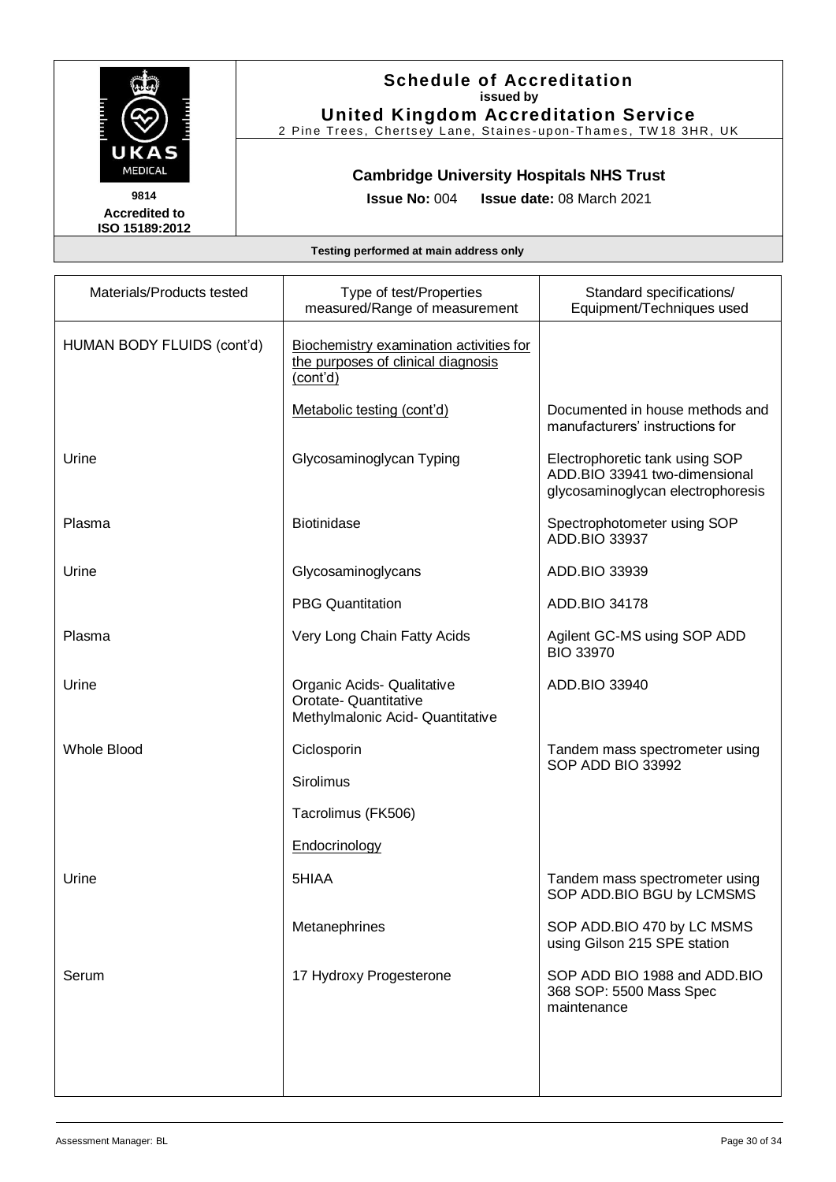# Schedule of Accreditation
issued by
**United Kingdom Accreditation Service**
2 Pine Trees, Chertsey Lane, Staines-upon-Thames, TW18 3HR, UK

9814
**Accredited to ISO 15189:2012**

**Cambridge University Hospitals NHS Trust**

**Issue No:** 004 **Issue date:** 08 March 2021

**Testing performed at main address only**

| Materials/Products tested | Type of test/Properties measured/Range of measurement | Standard specifications/ Equipment/Techniques used |
|---|---|---|
| HUMAN BODY FLUIDS (cont'd) | Biochemistry examination activities for the purposes of clinical diagnosis (cont'd) | |
| | Metabolic testing (cont'd) | Documented in house methods and manufacturers' instructions for |
| Urine | Glycosaminoglycan Typing | Electrophoretic tank using SOP ADD.BIO 33941 two-dimensional glycosaminoglycan electrophoresis |
| Plasma | Biotinidase | Spectrophotometer using SOP ADD.BIO 33937 |
| Urine | Glycosaminoglycans | ADD.BIO 33939 |
| | PBG Quantitation | ADD.BIO 34178 |
| Plasma | Very Long Chain Fatty Acids | Agilent GC-MS using SOP ADD BIO 33970 |
| Urine | Organic Acids- Qualitative<br>Orotate- Quantitative<br>Methylmalonic Acid- Quantitative | ADD.BIO 33940 |
| Whole Blood | Ciclosporin | Tandem mass spectrometer using SOP ADD BIO 33992 |
| | Sirolimus | |
| | Tacrolimus (FK506) | |
| | Endocrinology | |
| Urine | 5HIAA | Tandem mass spectrometer using SOP ADD.BIO BGU by LCMSMS |
| | Metanephrines | SOP ADD.BIO 470 by LC MSMS using Gilson 215 SPE station |
| Serum | 17 Hydroxy Progesterone | SOP ADD BIO 1988 and ADD.BIO 368 SOP: 5500 Mass Spec maintenance |

Assessment Manager: BL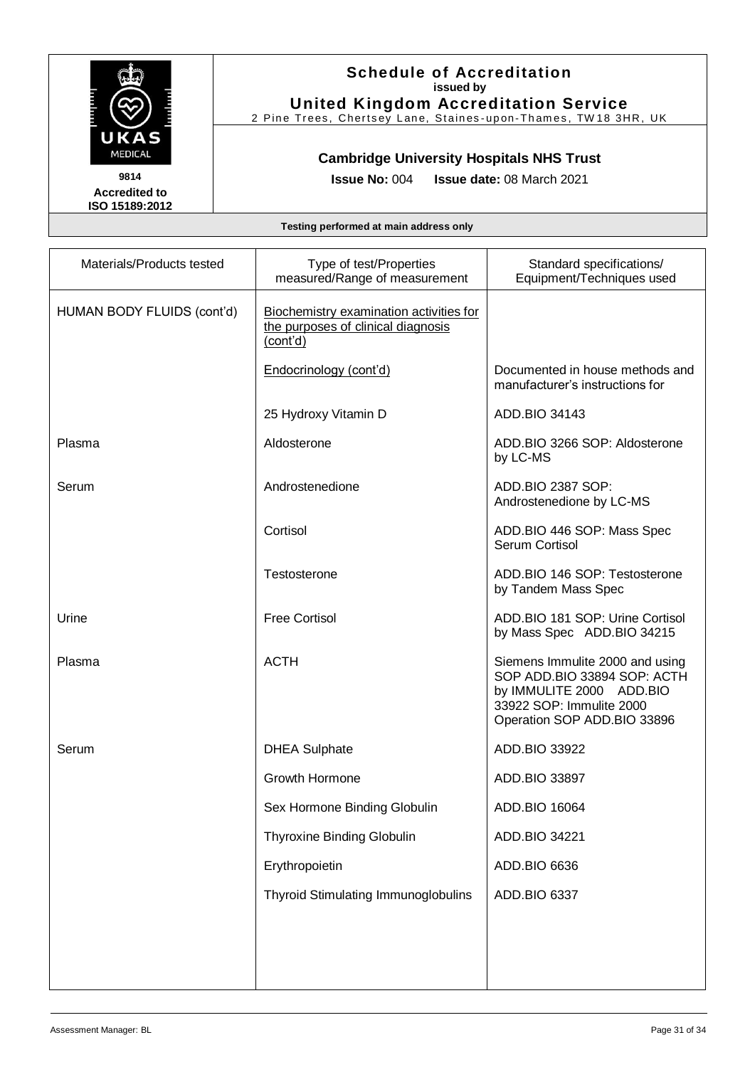**Schedule of Accreditation**
**issued by**
**United Kingdom Accreditation Service**
2 Pine Trees, Chertsey Lane, Staines-upon-Thames, TW18 3HR, UK

**9814**
**Accredited to ISO 15189:2012**

**Cambridge University Hospitals NHS Trust**

**Issue No:** 004 **Issue date:** 08 March 2021

**Testing performed at main address only**

| Materials/Products tested | Type of test/Properties measured/Range of measurement | Standard specifications/ Equipment/Techniques used |
|---|---|---|
| HUMAN BODY FLUIDS (cont'd) | Biochemistry examination activities for the purposes of clinical diagnosis (cont'd) | |
| | Endocrinology (cont'd) | Documented in house methods and manufacturer's instructions for |
| | 25 Hydroxy Vitamin D | ADD.BIO 34143 |
| Plasma | Aldosterone | ADD.BIO 3266 SOP: Aldosterone by LC-MS |
| Serum | Androstenedione | ADD.BIO 2387 SOP: Androstenedione by LC-MS |
| | Cortisol | ADD.BIO 446 SOP: Mass Spec Serum Cortisol |
| | Testosterone | ADD.BIO 146 SOP: Testosterone by Tandem Mass Spec |
| Urine | Free Cortisol | ADD.BIO 181 SOP: Urine Cortisol by Mass Spec ADD.BIO 34215 |
| Plasma | ACTH | Siemens Immulite 2000 and using SOP ADD.BIO 33894 SOP: ACTH by IMMULITE 2000 ADD.BIO 33922 SOP: Immulite 2000 Operation SOP ADD.BIO 33896 |
| Serum | DHEA Sulphate | ADD.BIO 33922 |
| | Growth Hormone | ADD.BIO 33897 |
| | Sex Hormone Binding Globulin | ADD.BIO 16064 |
| | Thyroxine Binding Globulin | ADD.BIO 34221 |
| | Erythropoietin | ADD.BIO 6636 |
| | Thyroid Stimulating Immunoglobulins | ADD.BIO 6337 |

Assessment Manager: BL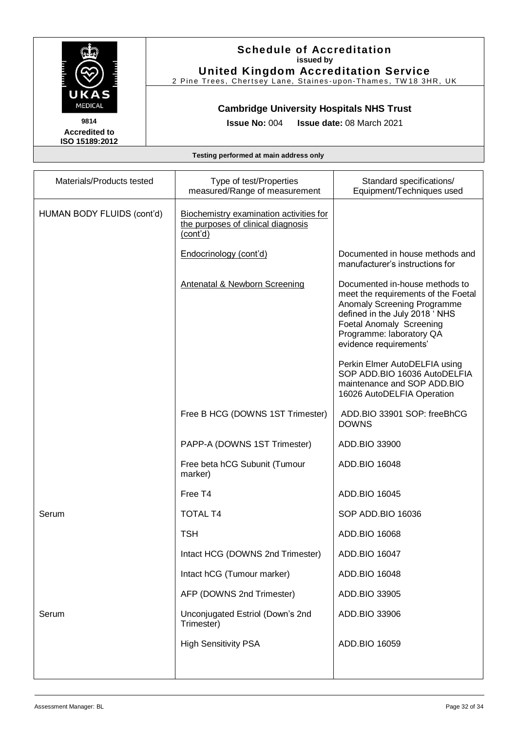**Schedule of Accreditation**
**issued by**
**United Kingdom Accreditation Service**
2 Pine Trees, Chertsey Lane, Staines-upon-Thames, TW18 3HR, UK

**9814**
**Accredited to ISO 15189:2012**

**Cambridge University Hospitals NHS Trust**

**Issue No:** 004 **Issue date:** 08 March 2021

**Testing performed at main address only**

| Materials/Products tested | Type of test/Properties measured/Range of measurement | Standard specifications/ Equipment/Techniques used |
|---|---|---|
| HUMAN BODY FLUIDS (cont'd) | Biochemistry examination activities for the purposes of clinical diagnosis (cont'd) | |
| | Endocrinology (cont'd) | Documented in house methods and manufacturer's instructions for |
| | Antenatal & Newborn Screening | Documented in-house methods to meet the requirements of the Foetal Anomaly Screening Programme defined in the July 2018 ' NHS Foetal Anomaly Screening Programme: laboratory QA evidence requirements'<br><br>Perkin Elmer AutoDELFIA using SOP ADD.BIO 16036 AutoDELFIA maintenance and SOP ADD.BIO 16026 AutoDELFIA Operation |
| | Free B HCG (DOWNS 1ST Trimester) | ADD.BIO 33901 SOP: freeBhCG DOWNS |
| | PAPP-A (DOWNS 1ST Trimester) | ADD.BIO 33900 |
| | Free beta hCG Subunit (Tumour marker) | ADD.BIO 16048 |
| | Free T4 | ADD.BIO 16045 |
| Serum | TOTAL T4 | SOP ADD.BIO 16036 |
| | TSH | ADD.BIO 16068 |
| | Intact HCG (DOWNS 2nd Trimester) | ADD.BIO 16047 |
| | Intact hCG (Tumour marker) | ADD.BIO 16048 |
| | AFP (DOWNS 2nd Trimester) | ADD.BIO 33905 |
| Serum | Unconjugated Estriol (Down's 2nd Trimester) | ADD.BIO 33906 |
| | High Sensitivity PSA | ADD.BIO 16059 |

Assessment Manager: BL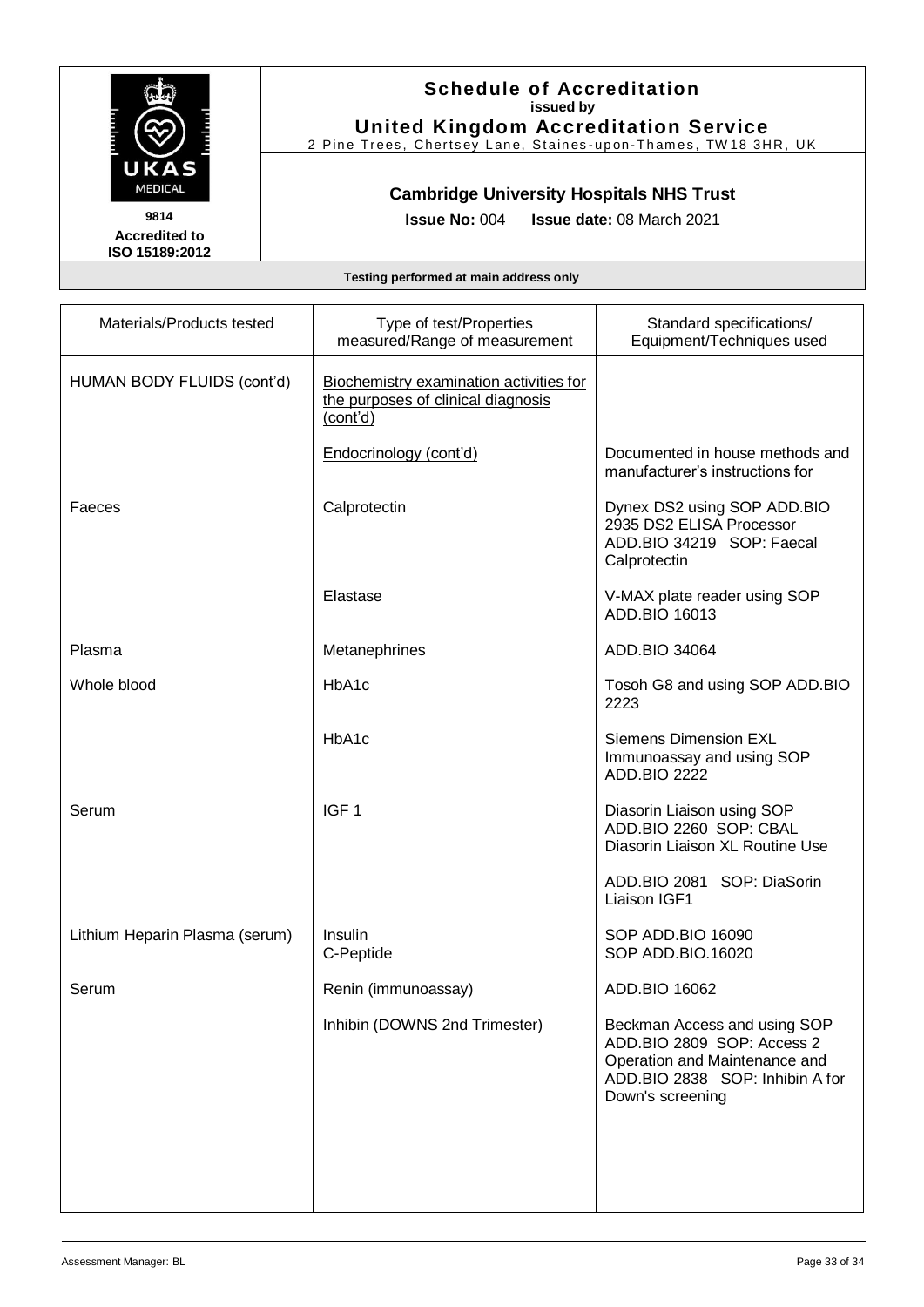**Schedule of Accreditation**
**issued by**
**United Kingdom Accreditation Service**
2 Pine Trees, Chertsey Lane, Staines-upon-Thames, TW18 3HR, UK

**9814**
**Accredited to ISO 15189:2012**

**Cambridge University Hospitals NHS Trust**

**Issue No:** 004 **Issue date:** 08 March 2021

**Testing performed at main address only**

| Materials/Products tested | Type of test/Properties measured/Range of measurement | Standard specifications/ Equipment/Techniques used |
|---|---|---|
| HUMAN BODY FLUIDS (cont'd) | Biochemistry examination activities for the purposes of clinical diagnosis (cont'd) | |
| | Endocrinology (cont'd) | Documented in house methods and manufacturer's instructions for |
| Faeces | Calprotectin | Dynex DS2 using SOP ADD.BIO 2935 DS2 ELISA Processor ADD.BIO 34219 SOP: Faecal Calprotectin |
| | Elastase | V-MAX plate reader using SOP ADD.BIO 16013 |
| Plasma | Metanephrines | ADD.BIO 34064 |
| Whole blood | HbA1c | Tosoh G8 and using SOP ADD.BIO 2223 |
| | HbA1c | Siemens Dimension EXL Immunoassay and using SOP ADD.BIO 2222 |
| Serum | IGF 1 | Diasorin Liaison using SOP ADD.BIO 2260 SOP: CBAL Diasorin Liaison XL Routine Use<br><br>ADD.BIO 2081 SOP: DiaSorin Liaison IGF1 |
| Lithium Heparin Plasma (serum) | Insulin<br>C-Peptide | SOP ADD.BIO 16090<br>SOP ADD.BIO.16020 |
| Serum | Renin (immunoassay) | ADD.BIO 16062 |
| | Inhibin (DOWNS 2nd Trimester) | Beckman Access and using SOP ADD.BIO 2809 SOP: Access 2 Operation and Maintenance and ADD.BIO 2838 SOP: Inhibin A for Down's screening |

Assessment Manager: BL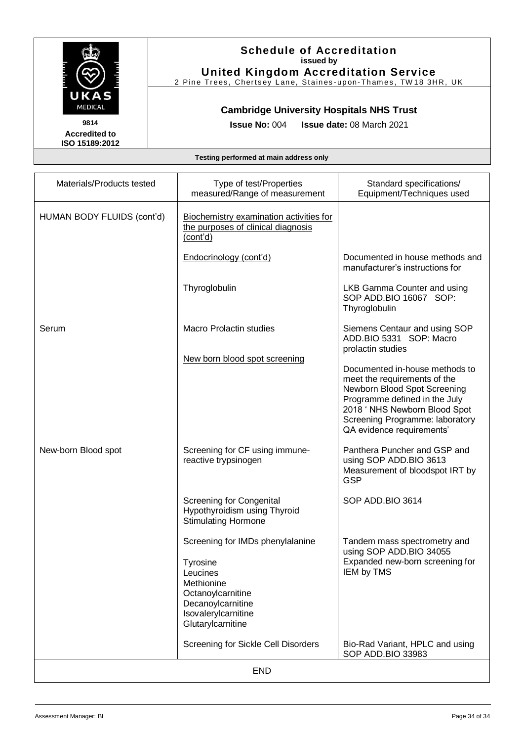**Schedule of Accreditation**
**issued by**
**United Kingdom Accreditation Service**
2 Pine Trees, Chertsey Lane, Staines-upon-Thames, TW18 3HR, UK

UKAS MEDICAL
9814
**Accredited to ISO 15189:2012**

**Cambridge University Hospitals NHS Trust**

**Issue No:** 004 **Issue date:** 08 March 2021

**Testing performed at main address only**

| Materials/Products tested | Type of test/Properties measured/Range of measurement | Standard specifications/ Equipment/Techniques used |
|---|---|---|
| HUMAN BODY FLUIDS (cont'd) | Biochemistry examination activities for the purposes of clinical diagnosis (cont'd) | |
| | Endocrinology (cont'd) | Documented in house methods and manufacturer's instructions for |
| | Thyroglobulin | LKB Gamma Counter and using SOP ADD.BIO 16067 SOP: Thyroglobulin |
| Serum | Macro Prolactin studies | Siemens Centaur and using SOP ADD.BIO 5331 SOP: Macro prolactin studies |
| | New born blood spot screening | Documented in-house methods to meet the requirements of the Newborn Blood Spot Screening Programme defined in the July 2018 ' NHS Newborn Blood Spot Screening Programme: laboratory QA evidence requirements' |
| New-born Blood spot | Screening for CF using immune-reactive trypsinogen | Panthera Puncher and GSP and using SOP ADD.BIO 3613 Measurement of bloodspot IRT by GSP |
| | Screening for Congenital Hypothyroidism using Thyroid Stimulating Hormone | SOP ADD.BIO 3614 |
| | Screening for IMDs phenylalanine<br><br>Tyrosine<br>Leucines<br>Methionine<br>Octanoylcarnitine<br>Decanoylcarnitine<br>Isovalerylcarnitine<br>Glutarylcarnitine | Tandem mass spectrometry and using SOP ADD.BIO 34055 Expanded new-born screening for IEM by TMS |
| | Screening for Sickle Cell Disorders | Bio-Rad Variant, HPLC and using SOP ADD.BIO 33983 |

END

Assessment Manager: BL